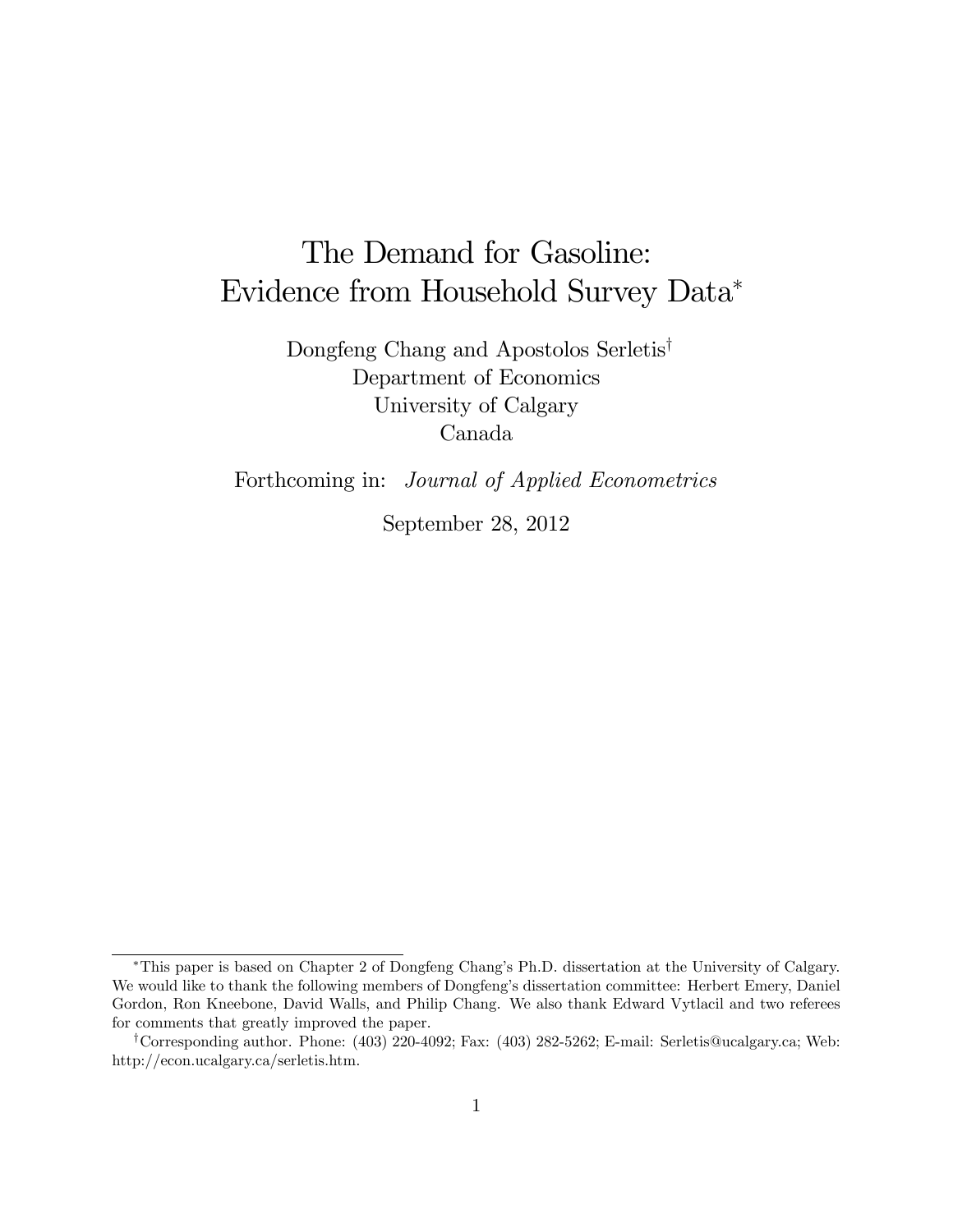# The Demand for Gasoline: Evidence from Household Survey Data[*]

Dongfeng Chang and Apostolos Serletis[†]
Department of Economics
University of Calgary
Canada

Forthcoming in: *Journal of Applied Econometrics*

September 28, 2012

---

[*]This paper is based on Chapter 2 of Dongfeng Chang's Ph.D. dissertation at the University of Calgary. We would like to thank the following members of Dongfeng's dissertation committee: Herbert Emery, Daniel Gordon, Ron Kneebone, David Walls, and Philip Chang. We also thank Edward Vytlacil and two referees for comments that greatly improved the paper.

[†]Corresponding author. Phone: (403) 220-4092; Fax: (403) 282-5262; E-mail: Serletis@ucalgary.ca; Web: http://econ.ucalgary.ca/serletis.htm.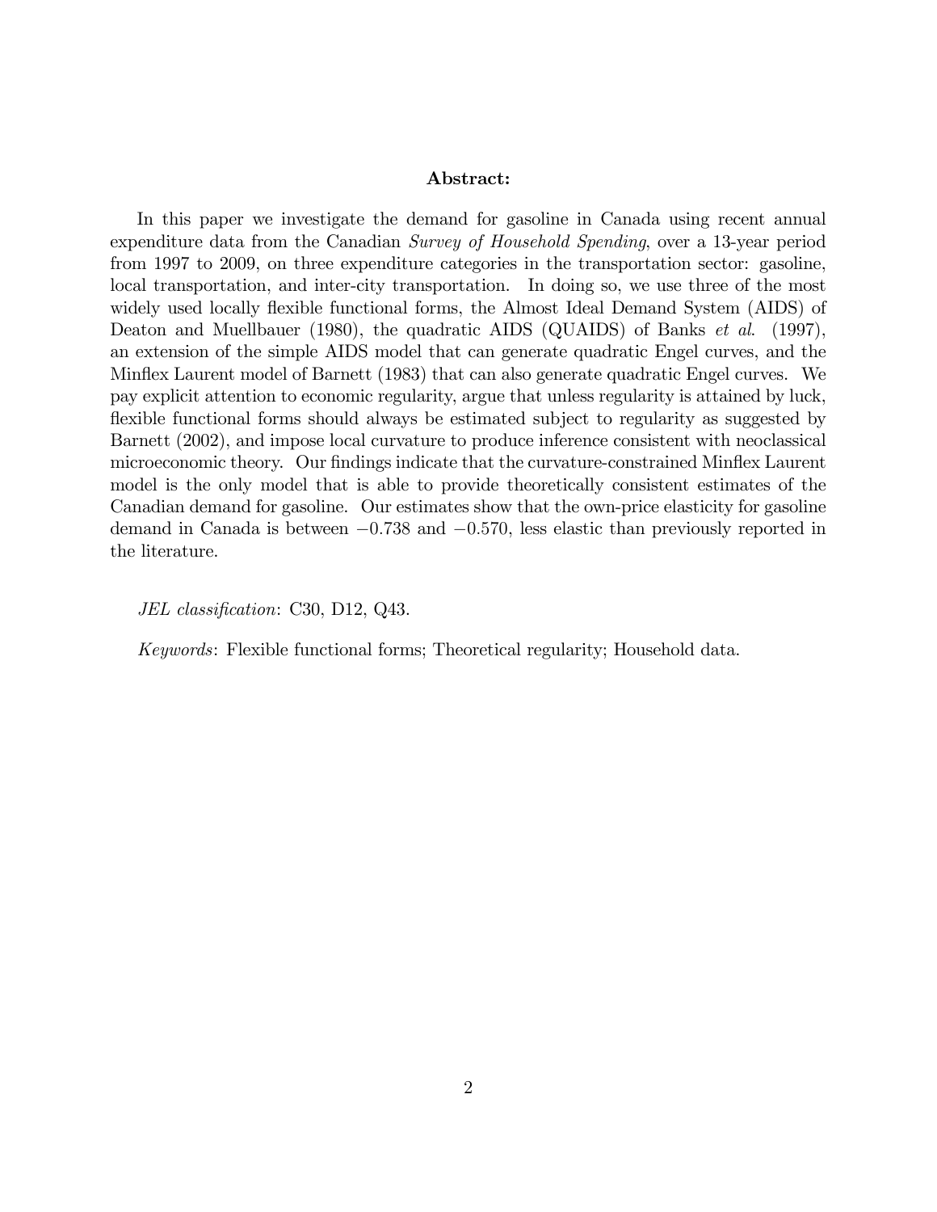**Abstract:**

In this paper we investigate the demand for gasoline in Canada using recent annual expenditure data from the Canadian *Survey of Household Spending*, over a 13-year period from 1997 to 2009, on three expenditure categories in the transportation sector: gasoline, local transportation, and inter-city transportation. In doing so, we use three of the most widely used locally flexible functional forms, the Almost Ideal Demand System (AIDS) of Deaton and Muellbauer (1980), the quadratic AIDS (QUAIDS) of Banks *et al.* (1997), an extension of the simple AIDS model that can generate quadratic Engel curves, and the Minflex Laurent model of Barnett (1983) that can also generate quadratic Engel curves. We pay explicit attention to economic regularity, argue that unless regularity is attained by luck, flexible functional forms should always be estimated subject to regularity as suggested by Barnett (2002), and impose local curvature to produce inference consistent with neoclassical microeconomic theory. Our findings indicate that the curvature-constrained Minflex Laurent model is the only model that is able to provide theoretically consistent estimates of the Canadian demand for gasoline. Our estimates show that the own-price elasticity for gasoline demand in Canada is between $-0.738$ and $-0.570$, less elastic than previously reported in the literature.

*JEL classification*: C30, D12, Q43.

*Keywords*: Flexible functional forms; Theoretical regularity; Household data.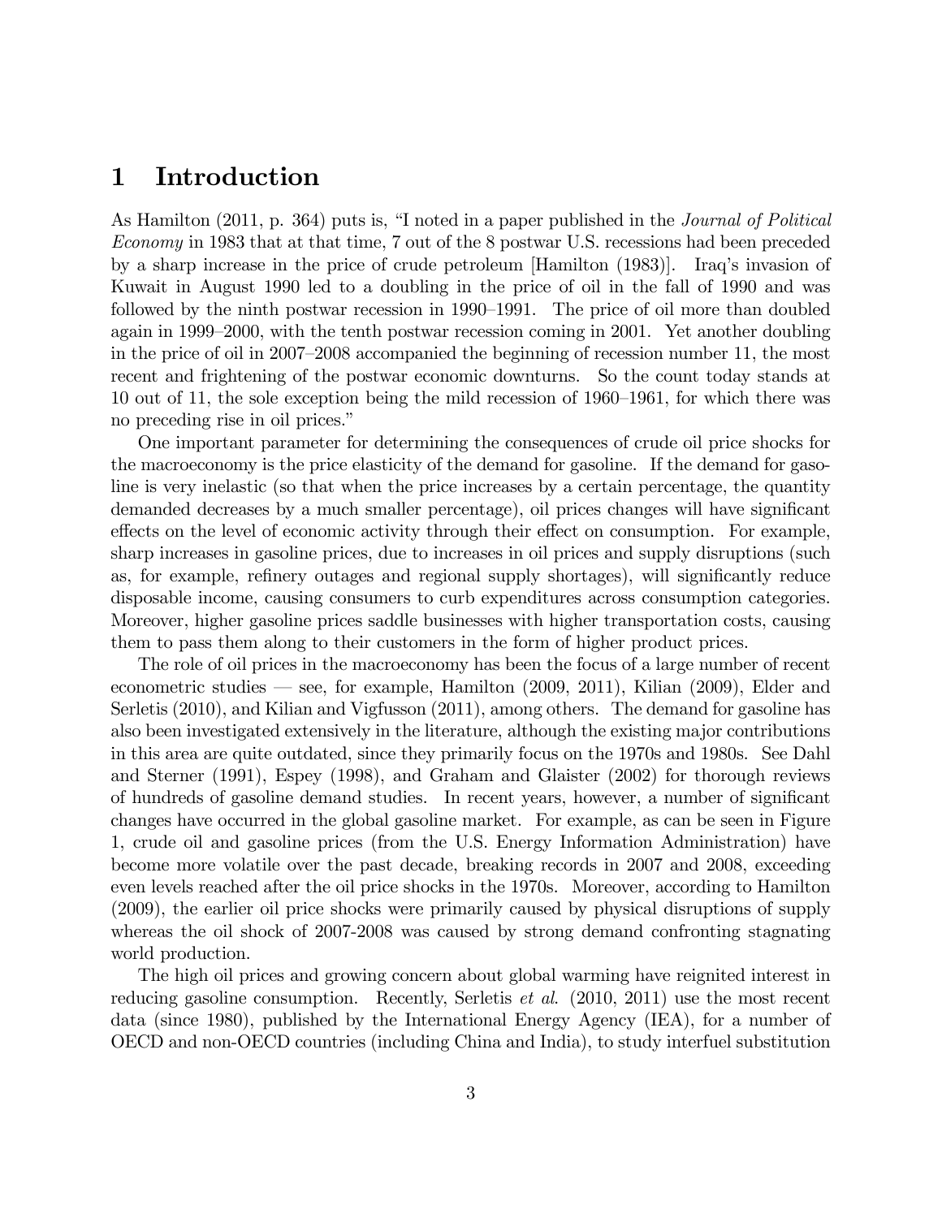# 1 Introduction

As Hamilton (2011, p. 364) puts is, "I noted in a paper published in the *Journal of Political Economy* in 1983 that at that time, 7 out of the 8 postwar U.S. recessions had been preceded by a sharp increase in the price of crude petroleum [Hamilton (1983)]. Iraq's invasion of Kuwait in August 1990 led to a doubling in the price of oil in the fall of 1990 and was followed by the ninth postwar recession in 1990–1991. The price of oil more than doubled again in 1999–2000, with the tenth postwar recession coming in 2001. Yet another doubling in the price of oil in 2007–2008 accompanied the beginning of recession number 11, the most recent and frightening of the postwar economic downturns. So the count today stands at 10 out of 11, the sole exception being the mild recession of 1960–1961, for which there was no preceding rise in oil prices."

One important parameter for determining the consequences of crude oil price shocks for the macroeconomy is the price elasticity of the demand for gasoline. If the demand for gasoline is very inelastic (so that when the price increases by a certain percentage, the quantity demanded decreases by a much smaller percentage), oil prices changes will have significant effects on the level of economic activity through their effect on consumption. For example, sharp increases in gasoline prices, due to increases in oil prices and supply disruptions (such as, for example, refinery outages and regional supply shortages), will significantly reduce disposable income, causing consumers to curb expenditures across consumption categories. Moreover, higher gasoline prices saddle businesses with higher transportation costs, causing them to pass them along to their customers in the form of higher product prices.

The role of oil prices in the macroeconomy has been the focus of a large number of recent econometric studies — see, for example, Hamilton (2009, 2011), Kilian (2009), Elder and Serletis (2010), and Kilian and Vigfusson (2011), among others. The demand for gasoline has also been investigated extensively in the literature, although the existing major contributions in this area are quite outdated, since they primarily focus on the 1970s and 1980s. See Dahl and Sterner (1991), Espey (1998), and Graham and Glaister (2002) for thorough reviews of hundreds of gasoline demand studies. In recent years, however, a number of significant changes have occurred in the global gasoline market. For example, as can be seen in Figure 1, crude oil and gasoline prices (from the U.S. Energy Information Administration) have become more volatile over the past decade, breaking records in 2007 and 2008, exceeding even levels reached after the oil price shocks in the 1970s. Moreover, according to Hamilton (2009), the earlier oil price shocks were primarily caused by physical disruptions of supply whereas the oil shock of 2007-2008 was caused by strong demand confronting stagnating world production.

The high oil prices and growing concern about global warming have reignited interest in reducing gasoline consumption. Recently, Serletis *et al.* (2010, 2011) use the most recent data (since 1980), published by the International Energy Agency (IEA), for a number of OECD and non-OECD countries (including China and India), to study interfuel substitution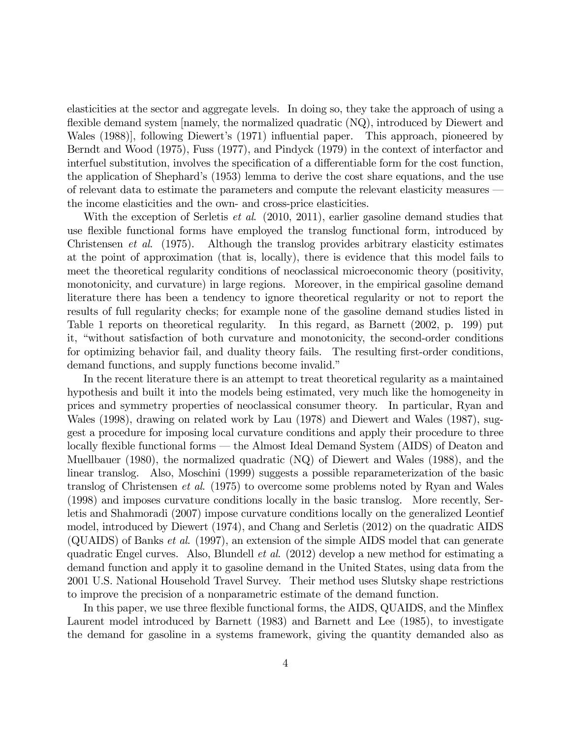elasticities at the sector and aggregate levels. In doing so, they take the approach of using a flexible demand system [namely, the normalized quadratic (NQ), introduced by Diewert and Wales (1988)], following Diewert's (1971) influential paper. This approach, pioneered by Berndt and Wood (1975), Fuss (1977), and Pindyck (1979) in the context of interfactor and interfuel substitution, involves the specification of a differentiable form for the cost function, the application of Shephard's (1953) lemma to derive the cost share equations, and the use of relevant data to estimate the parameters and compute the relevant elasticity measures — the income elasticities and the own- and cross-price elasticities.

With the exception of Serletis *et al.* (2010, 2011), earlier gasoline demand studies that use flexible functional forms have employed the translog functional form, introduced by Christensen *et al.* (1975). Although the translog provides arbitrary elasticity estimates at the point of approximation (that is, locally), there is evidence that this model fails to meet the theoretical regularity conditions of neoclassical microeconomic theory (positivity, monotonicity, and curvature) in large regions. Moreover, in the empirical gasoline demand literature there has been a tendency to ignore theoretical regularity or not to report the results of full regularity checks; for example none of the gasoline demand studies listed in Table 1 reports on theoretical regularity. In this regard, as Barnett (2002, p. 199) put it, "without satisfaction of both curvature and monotonicity, the second-order conditions for optimizing behavior fail, and duality theory fails. The resulting first-order conditions, demand functions, and supply functions become invalid."

In the recent literature there is an attempt to treat theoretical regularity as a maintained hypothesis and built it into the models being estimated, very much like the homogeneity in prices and symmetry properties of neoclassical consumer theory. In particular, Ryan and Wales (1998), drawing on related work by Lau (1978) and Diewert and Wales (1987), suggest a procedure for imposing local curvature conditions and apply their procedure to three locally flexible functional forms — the Almost Ideal Demand System (AIDS) of Deaton and Muellbauer (1980), the normalized quadratic (NQ) of Diewert and Wales (1988), and the linear translog. Also, Moschini (1999) suggests a possible reparameterization of the basic translog of Christensen *et al.* (1975) to overcome some problems noted by Ryan and Wales (1998) and imposes curvature conditions locally in the basic translog. More recently, Serletis and Shahmoradi (2007) impose curvature conditions locally on the generalized Leontief model, introduced by Diewert (1974), and Chang and Serletis (2012) on the quadratic AIDS (QUAIDS) of Banks *et al.* (1997), an extension of the simple AIDS model that can generate quadratic Engel curves. Also, Blundell *et al.* (2012) develop a new method for estimating a demand function and apply it to gasoline demand in the United States, using data from the 2001 U.S. National Household Travel Survey. Their method uses Slutsky shape restrictions to improve the precision of a nonparametric estimate of the demand function.

In this paper, we use three flexible functional forms, the AIDS, QUAIDS, and the Minflex Laurent model introduced by Barnett (1983) and Barnett and Lee (1985), to investigate the demand for gasoline in a systems framework, giving the quantity demanded also as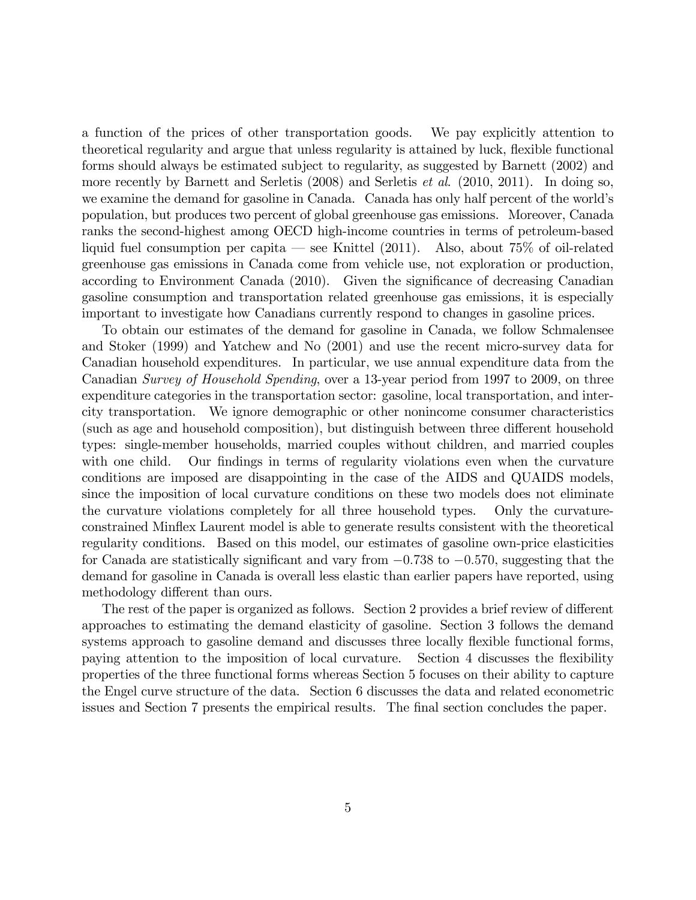a function of the prices of other transportation goods. We pay explicitly attention to theoretical regularity and argue that unless regularity is attained by luck, flexible functional forms should always be estimated subject to regularity, as suggested by Barnett (2002) and more recently by Barnett and Serletis (2008) and Serletis *et al*. (2010, 2011). In doing so, we examine the demand for gasoline in Canada. Canada has only half percent of the world's population, but produces two percent of global greenhouse gas emissions. Moreover, Canada ranks the second-highest among OECD high-income countries in terms of petroleum-based liquid fuel consumption per capita — see Knittel (2011). Also, about 75% of oil-related greenhouse gas emissions in Canada come from vehicle use, not exploration or production, according to Environment Canada (2010). Given the significance of decreasing Canadian gasoline consumption and transportation related greenhouse gas emissions, it is especially important to investigate how Canadians currently respond to changes in gasoline prices.

To obtain our estimates of the demand for gasoline in Canada, we follow Schmalensee and Stoker (1999) and Yatchew and No (2001) and use the recent micro-survey data for Canadian household expenditures. In particular, we use annual expenditure data from the Canadian *Survey of Household Spending*, over a 13-year period from 1997 to 2009, on three expenditure categories in the transportation sector: gasoline, local transportation, and inter-city transportation. We ignore demographic or other nonincome consumer characteristics (such as age and household composition), but distinguish between three different household types: single-member households, married couples without children, and married couples with one child. Our findings in terms of regularity violations even when the curvature conditions are imposed are disappointing in the case of the AIDS and QUAIDS models, since the imposition of local curvature conditions on these two models does not eliminate the curvature violations completely for all three household types. Only the curvature-constrained Minflex Laurent model is able to generate results consistent with the theoretical regularity conditions. Based on this model, our estimates of gasoline own-price elasticities for Canada are statistically significant and vary from $-0.738$ to $-0.570$, suggesting that the demand for gasoline in Canada is overall less elastic than earlier papers have reported, using methodology different than ours.

The rest of the paper is organized as follows. Section 2 provides a brief review of different approaches to estimating the demand elasticity of gasoline. Section 3 follows the demand systems approach to gasoline demand and discusses three locally flexible functional forms, paying attention to the imposition of local curvature. Section 4 discusses the flexibility properties of the three functional forms whereas Section 5 focuses on their ability to capture the Engel curve structure of the data. Section 6 discusses the data and related econometric issues and Section 7 presents the empirical results. The final section concludes the paper.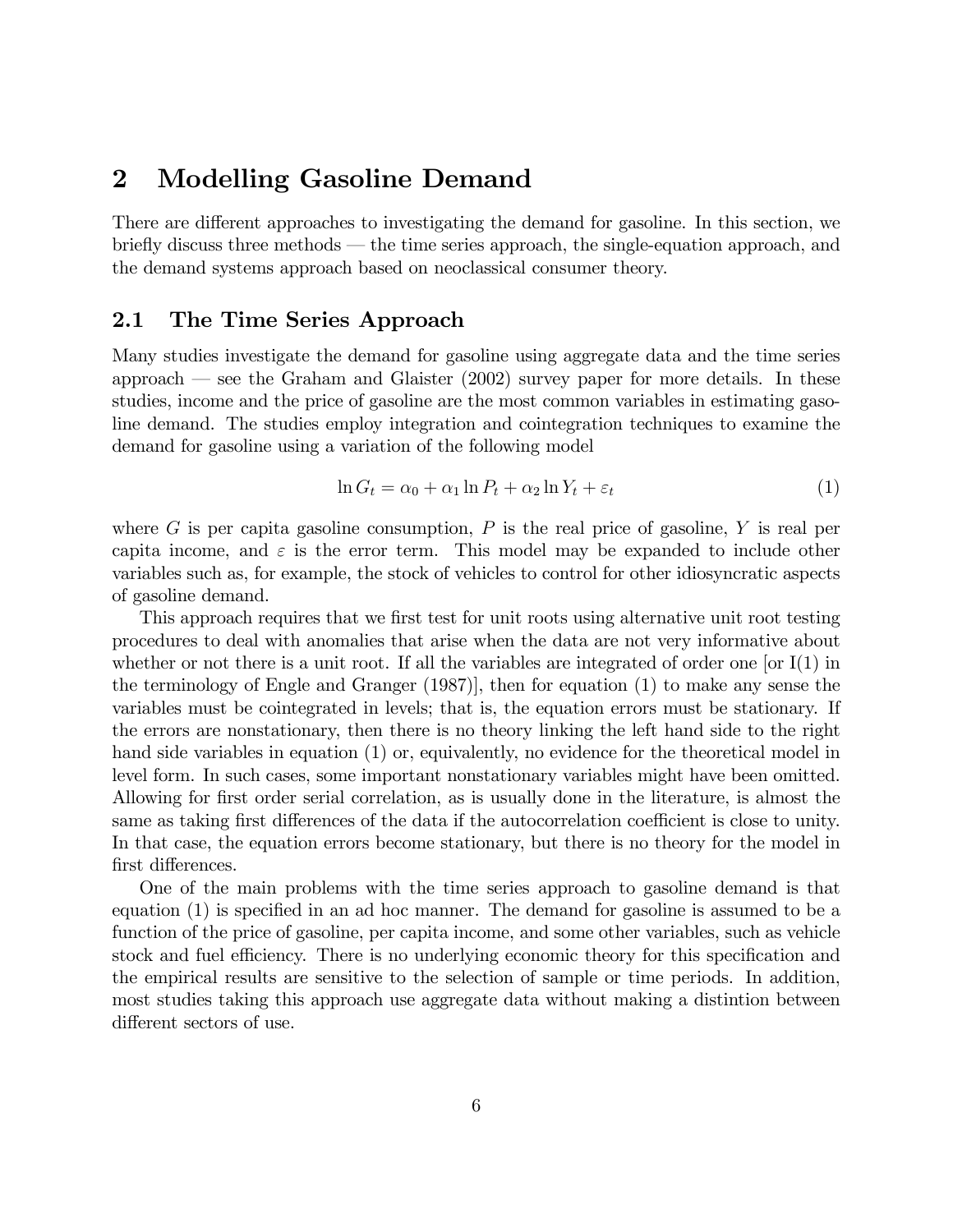## 2 Modelling Gasoline Demand

There are different approaches to investigating the demand for gasoline. In this section, we briefly discuss three methods — the time series approach, the single-equation approach, and the demand systems approach based on neoclassical consumer theory.

### 2.1 The Time Series Approach

Many studies investigate the demand for gasoline using aggregate data and the time series approach — see the Graham and Glaister (2002) survey paper for more details. In these studies, income and the price of gasoline are the most common variables in estimating gasoline demand. The studies employ integration and cointegration techniques to examine the demand for gasoline using a variation of the following model

$$\ln G_t = \alpha_0 + \alpha_1 \ln P_t + \alpha_2 \ln Y_t + \varepsilon_t \tag{1}$$

where $G$ is per capita gasoline consumption, $P$ is the real price of gasoline, $Y$ is real per capita income, and $\varepsilon$ is the error term. This model may be expanded to include other variables such as, for example, the stock of vehicles to control for other idiosyncratic aspects of gasoline demand.

This approach requires that we first test for unit roots using alternative unit root testing procedures to deal with anomalies that arise when the data are not very informative about whether or not there is a unit root. If all the variables are integrated of order one [or I(1) in the terminology of Engle and Granger (1987)], then for equation (1) to make any sense the variables must be cointegrated in levels; that is, the equation errors must be stationary. If the errors are nonstationary, then there is no theory linking the left hand side to the right hand side variables in equation (1) or, equivalently, no evidence for the theoretical model in level form. In such cases, some important nonstationary variables might have been omitted. Allowing for first order serial correlation, as is usually done in the literature, is almost the same as taking first differences of the data if the autocorrelation coefficient is close to unity. In that case, the equation errors become stationary, but there is no theory for the model in first differences.

One of the main problems with the time series approach to gasoline demand is that equation (1) is specified in an ad hoc manner. The demand for gasoline is assumed to be a function of the price of gasoline, per capita income, and some other variables, such as vehicle stock and fuel efficiency. There is no underlying economic theory for this specification and the empirical results are sensitive to the selection of sample or time periods. In addition, most studies taking this approach use aggregate data without making a distintion between different sectors of use.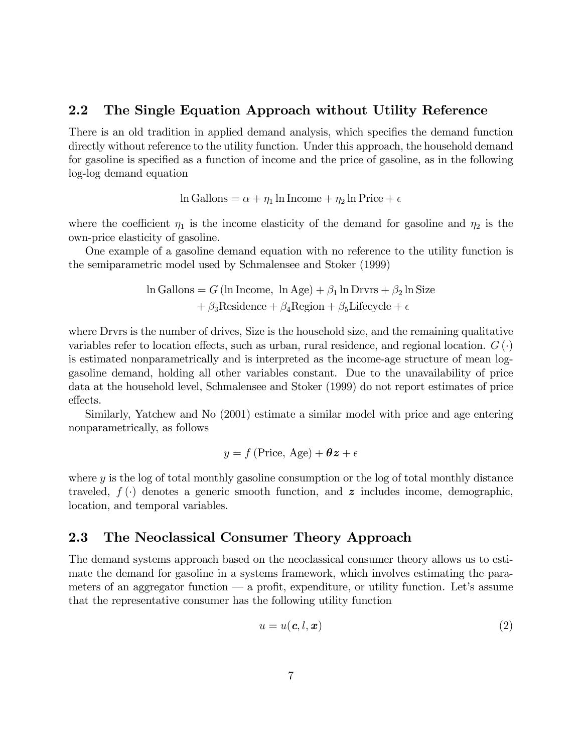## 2.2 The Single Equation Approach without Utility Reference

There is an old tradition in applied demand analysis, which specifies the demand function directly without reference to the utility function. Under this approach, the household demand for gasoline is specified as a function of income and the price of gasoline, as in the following log-log demand equation

$$\ln \text{Gallons} = \alpha + \eta_1 \ln \text{Income} + \eta_2 \ln \text{Price} + \epsilon$$

where the coefficient $\eta_1$ is the income elasticity of the demand for gasoline and $\eta_2$ is the own-price elasticity of gasoline.

One example of a gasoline demand equation with no reference to the utility function is the semiparametric model used by Schmalensee and Stoker (1999)

$$\begin{aligned}\ln \text{Gallons} = {} & G\left(\ln \text{Income},\ \ln \text{Age}\right) + \beta_1 \ln \text{Drvrs} + \beta_2 \ln \text{Size} \\ & + \beta_3 \text{Residence} + \beta_4 \text{Region} + \beta_5 \text{Lifecycle} + \epsilon\end{aligned}$$

where Drvrs is the number of drives, Size is the household size, and the remaining qualitative variables refer to location effects, such as urban, rural residence, and regional location. $G(\cdot)$ is estimated nonparametrically and is interpreted as the income-age structure of mean log-gasoline demand, holding all other variables constant. Due to the unavailability of price data at the household level, Schmalensee and Stoker (1999) do not report estimates of price effects.

Similarly, Yatchew and No (2001) estimate a similar model with price and age entering nonparametrically, as follows

$$y = f\left(\text{Price, Age}\right) + \boldsymbol{\theta} \boldsymbol{z} + \epsilon$$

where $y$ is the log of total monthly gasoline consumption or the log of total monthly distance traveled, $f(\cdot)$ denotes a generic smooth function, and $\boldsymbol{z}$ includes income, demographic, location, and temporal variables.

## 2.3 The Neoclassical Consumer Theory Approach

The demand systems approach based on the neoclassical consumer theory allows us to estimate the demand for gasoline in a systems framework, which involves estimating the parameters of an aggregator function — a profit, expenditure, or utility function. Let's assume that the representative consumer has the following utility function

$$u = u(\boldsymbol{c}, l, \boldsymbol{x}) \tag{2}$$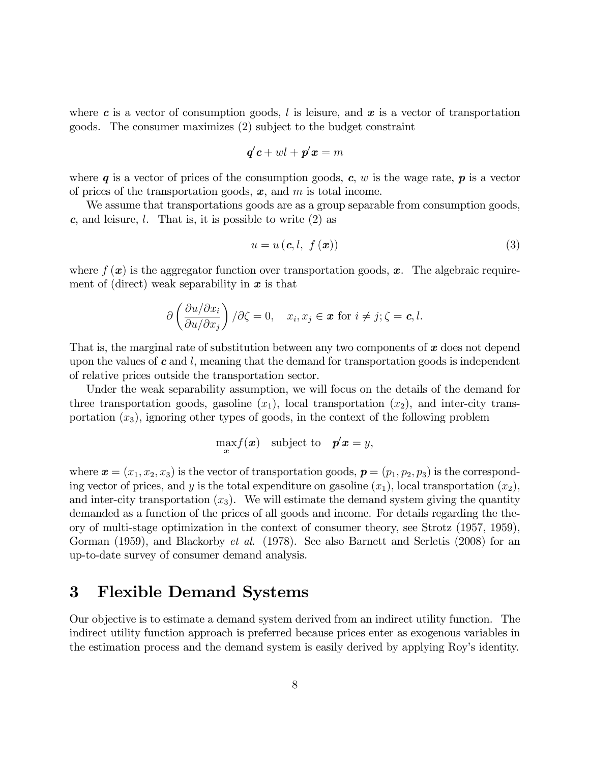where $\boldsymbol{c}$ is a vector of consumption goods, $l$ is leisure, and $\boldsymbol{x}$ is a vector of transportation goods. The consumer maximizes (2) subject to the budget constraint

$$\boldsymbol{q}'\boldsymbol{c} + wl + \boldsymbol{p}'\boldsymbol{x} = m$$

where $\boldsymbol{q}$ is a vector of prices of the consumption goods, $\boldsymbol{c}$, $w$ is the wage rate, $\boldsymbol{p}$ is a vector of prices of the transportation goods, $\boldsymbol{x}$, and $m$ is total income.

We assume that transportations goods are as a group separable from consumption goods, $\boldsymbol{c}$, and leisure, $l$. That is, it is possible to write (2) as

$$u = u\left(\boldsymbol{c}, l,\ f\left(\boldsymbol{x}\right)\right) \tag{3}$$

where $f\left(\boldsymbol{x}\right)$ is the aggregator function over transportation goods, $\boldsymbol{x}$. The algebraic requirement of (direct) weak separability in $\boldsymbol{x}$ is that

$$\partial\left(\frac{\partial u/\partial x_i}{\partial u/\partial x_j}\right)/\partial\zeta = 0, \quad x_i, x_j \in \boldsymbol{x} \text{ for } i \neq j; \zeta = \boldsymbol{c}, l.$$

That is, the marginal rate of substitution between any two components of $\boldsymbol{x}$ does not depend upon the values of $\boldsymbol{c}$ and $l$, meaning that the demand for transportation goods is independent of relative prices outside the transportation sector.

Under the weak separability assumption, we will focus on the details of the demand for three transportation goods, gasoline ($x_1$), local transportation ($x_2$), and inter-city transportation ($x_3$), ignoring other types of goods, in the context of the following problem

$$\max_{\boldsymbol{x}} f(\boldsymbol{x}) \quad \text{subject to} \quad \boldsymbol{p}'\boldsymbol{x} = y,$$

where $\boldsymbol{x} = (x_1, x_2, x_3)$ is the vector of transportation goods, $\boldsymbol{p} = (p_1, p_2, p_3)$ is the corresponding vector of prices, and $y$ is the total expenditure on gasoline ($x_1$), local transportation ($x_2$), and inter-city transportation ($x_3$). We will estimate the demand system giving the quantity demanded as a function of the prices of all goods and income. For details regarding the theory of multi-stage optimization in the context of consumer theory, see Strotz (1957, 1959), Gorman (1959), and Blackorby *et al.* (1978). See also Barnett and Serletis (2008) for an up-to-date survey of consumer demand analysis.

# 3 Flexible Demand Systems

Our objective is to estimate a demand system derived from an indirect utility function. The indirect utility function approach is preferred because prices enter as exogenous variables in the estimation process and the demand system is easily derived by applying Roy's identity.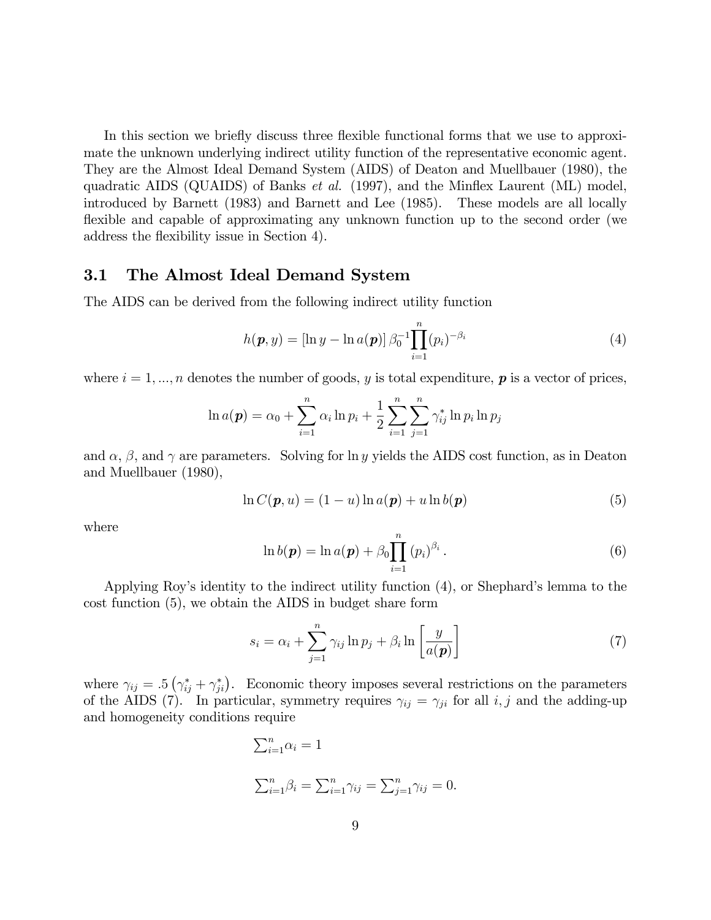In this section we briefly discuss three flexible functional forms that we use to approximate the unknown underlying indirect utility function of the representative economic agent. They are the Almost Ideal Demand System (AIDS) of Deaton and Muellbauer (1980), the quadratic AIDS (QUAIDS) of Banks *et al.* (1997), and the Minflex Laurent (ML) model, introduced by Barnett (1983) and Barnett and Lee (1985). These models are all locally flexible and capable of approximating any unknown function up to the second order (we address the flexibility issue in Section 4).

## 3.1 The Almost Ideal Demand System

The AIDS can be derived from the following indirect utility function

$$h(\boldsymbol{p}, y) = [\ln y - \ln a(\boldsymbol{p})] \, \beta_0^{-1} \prod_{i=1}^{n} (p_i)^{-\beta_i} \tag{4}$$

where $i = 1, ..., n$ denotes the number of goods, $y$ is total expenditure, $\boldsymbol{p}$ is a vector of prices,

$$\ln a(\boldsymbol{p}) = \alpha_0 + \sum_{i=1}^{n} \alpha_i \ln p_i + \frac{1}{2} \sum_{i=1}^{n} \sum_{j=1}^{n} \gamma_{ij}^{*} \ln p_i \ln p_j$$

and $\alpha$, $\beta$, and $\gamma$ are parameters. Solving for $\ln y$ yields the AIDS cost function, as in Deaton and Muellbauer (1980),

$$\ln C(\boldsymbol{p}, u) = (1 - u) \ln a(\boldsymbol{p}) + u \ln b(\boldsymbol{p}) \tag{5}$$

where

$$\ln b(\boldsymbol{p}) = \ln a(\boldsymbol{p}) + \beta_0 \prod_{i=1}^{n} (p_i)^{\beta_i}. \tag{6}$$

Applying Roy's identity to the indirect utility function (4), or Shephard's lemma to the cost function (5), we obtain the AIDS in budget share form

$$s_i = \alpha_i + \sum_{j=1}^{n} \gamma_{ij} \ln p_j + \beta_i \ln \left[ \frac{y}{a(\boldsymbol{p})} \right] \tag{7}$$

where $\gamma_{ij} = .5 \left( \gamma_{ij}^{*} + \gamma_{ji}^{*} \right)$. Economic theory imposes several restrictions on the parameters of the AIDS (7). In particular, symmetry requires $\gamma_{ij} = \gamma_{ji}$ for all $i, j$ and the adding-up and homogeneity conditions require

$$\textstyle\sum_{i=1}^{n} \alpha_i = 1$$

$$\textstyle\sum_{i=1}^{n} \beta_i = \sum_{i=1}^{n} \gamma_{ij} = \sum_{j=1}^{n} \gamma_{ij} = 0.$$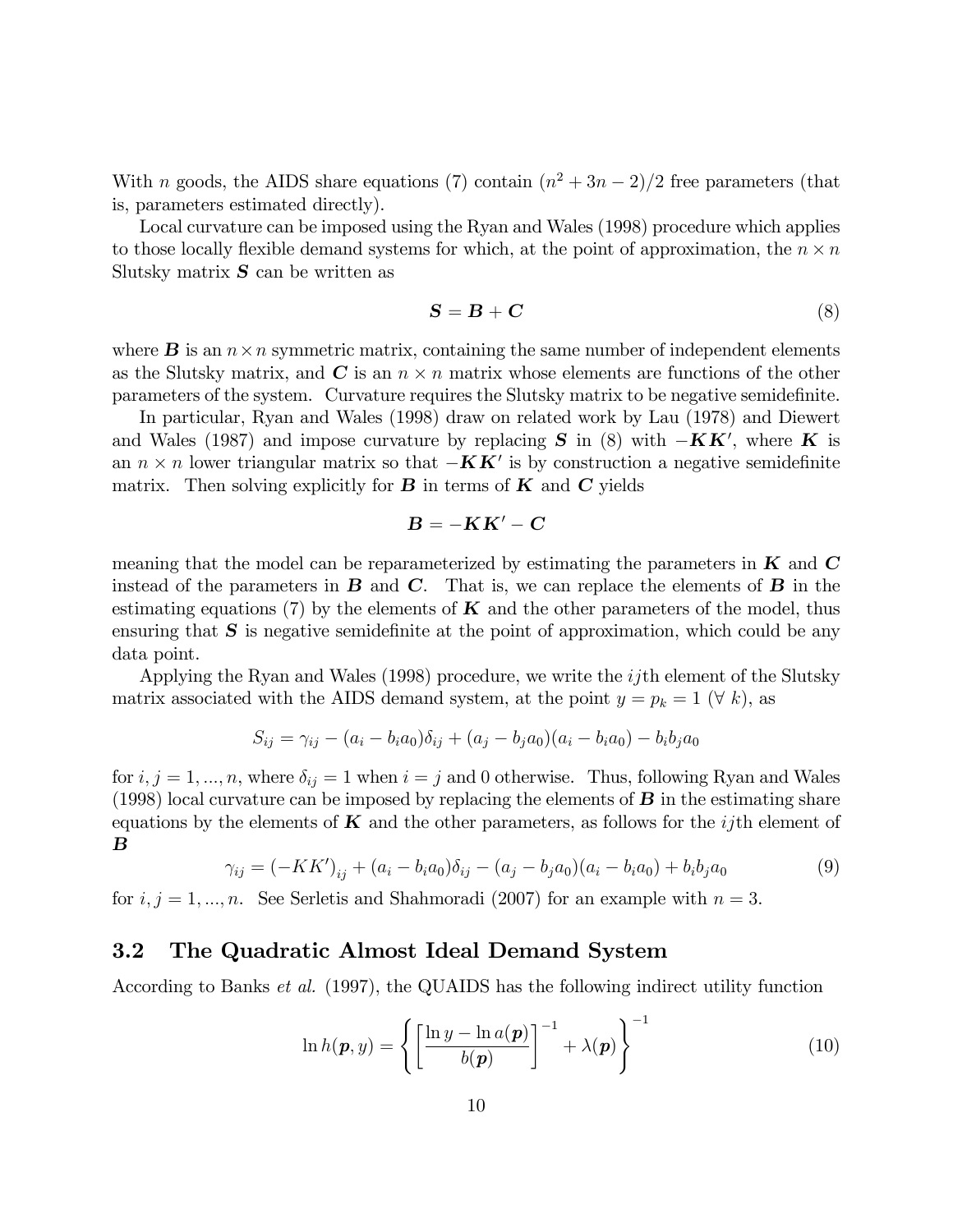With $n$ goods, the AIDS share equations (7) contain $(n^2 + 3n - 2)/2$ free parameters (that is, parameters estimated directly).

Local curvature can be imposed using the Ryan and Wales (1998) procedure which applies to those locally flexible demand systems for which, at the point of approximation, the $n \times n$ Slutsky matrix $\boldsymbol{S}$ can be written as

$$\boldsymbol{S} = \boldsymbol{B} + \boldsymbol{C} \tag{8}$$

where $\boldsymbol{B}$ is an $n \times n$ symmetric matrix, containing the same number of independent elements as the Slutsky matrix, and $\boldsymbol{C}$ is an $n \times n$ matrix whose elements are functions of the other parameters of the system. Curvature requires the Slutsky matrix to be negative semidefinite.

In particular, Ryan and Wales (1998) draw on related work by Lau (1978) and Diewert and Wales (1987) and impose curvature by replacing $\boldsymbol{S}$ in (8) with $-\boldsymbol{K}\boldsymbol{K}'$, where $\boldsymbol{K}$ is an $n \times n$ lower triangular matrix so that $-\boldsymbol{K}\boldsymbol{K}'$ is by construction a negative semidefinite matrix. Then solving explicitly for $\boldsymbol{B}$ in terms of $\boldsymbol{K}$ and $\boldsymbol{C}$ yields

$$\boldsymbol{B} = -\boldsymbol{K}\boldsymbol{K}' - \boldsymbol{C}$$

meaning that the model can be reparameterized by estimating the parameters in $\boldsymbol{K}$ and $\boldsymbol{C}$ instead of the parameters in $\boldsymbol{B}$ and $\boldsymbol{C}$. That is, we can replace the elements of $\boldsymbol{B}$ in the estimating equations (7) by the elements of $\boldsymbol{K}$ and the other parameters of the model, thus ensuring that $\boldsymbol{S}$ is negative semidefinite at the point of approximation, which could be any data point.

Applying the Ryan and Wales (1998) procedure, we write the $ij$th element of the Slutsky matrix associated with the AIDS demand system, at the point $y = p_k = 1$ ($\forall\ k$), as

$$S_{ij} = \gamma_{ij} - (a_i - b_i a_0)\delta_{ij} + (a_j - b_j a_0)(a_i - b_i a_0) - b_i b_j a_0$$

for $i, j = 1, ..., n$, where $\delta_{ij} = 1$ when $i = j$ and 0 otherwise. Thus, following Ryan and Wales (1998) local curvature can be imposed by replacing the elements of $\boldsymbol{B}$ in the estimating share equations by the elements of $\boldsymbol{K}$ and the other parameters, as follows for the $ij$th element of $\boldsymbol{B}$

$$\gamma_{ij} = \left(-KK'\right)_{ij} + (a_i - b_i a_0)\delta_{ij} - (a_j - b_j a_0)(a_i - b_i a_0) + b_i b_j a_0 \tag{9}$$

for $i, j = 1, ..., n$. See Serletis and Shahmoradi (2007) for an example with $n = 3$.

## 3.2 The Quadratic Almost Ideal Demand System

According to Banks *et al.* (1997), the QUAIDS has the following indirect utility function

$$\ln h(\boldsymbol{p}, y) = \left\{ \left[ \frac{\ln y - \ln a(\boldsymbol{p})}{b(\boldsymbol{p})} \right]^{-1} + \lambda(\boldsymbol{p}) \right\}^{-1} \tag{10}$$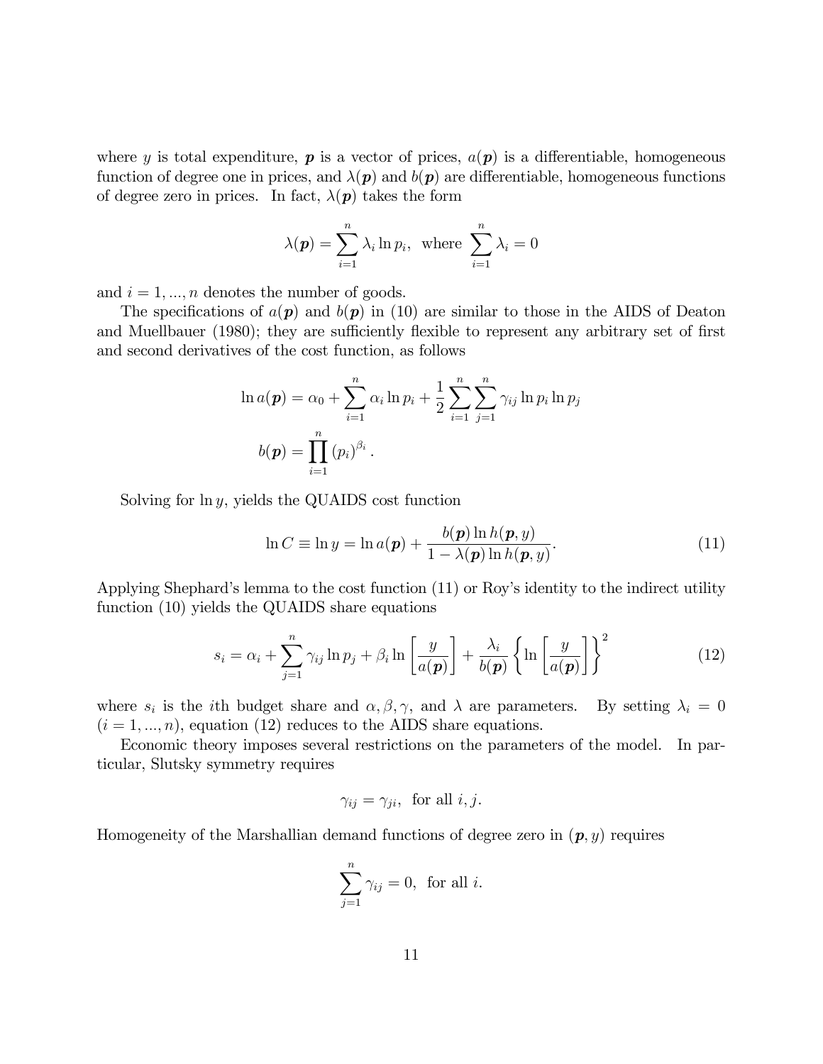where $y$ is total expenditure, $\boldsymbol{p}$ is a vector of prices, $a(\boldsymbol{p})$ is a differentiable, homogeneous function of degree one in prices, and $\lambda(\boldsymbol{p})$ and $b(\boldsymbol{p})$ are differentiable, homogeneous functions of degree zero in prices. In fact, $\lambda(\boldsymbol{p})$ takes the form

$$\lambda(\boldsymbol{p}) = \sum_{i=1}^{n} \lambda_i \ln p_i, \text{ where } \sum_{i=1}^{n} \lambda_i = 0$$

and $i = 1, ..., n$ denotes the number of goods.

The specifications of $a(\boldsymbol{p})$ and $b(\boldsymbol{p})$ in (10) are similar to those in the AIDS of Deaton and Muellbauer (1980); they are sufficiently flexible to represent any arbitrary set of first and second derivatives of the cost function, as follows

$$\ln a(\boldsymbol{p}) = \alpha_0 + \sum_{i=1}^{n} \alpha_i \ln p_i + \frac{1}{2} \sum_{i=1}^{n} \sum_{j=1}^{n} \gamma_{ij} \ln p_i \ln p_j$$

$$b(\boldsymbol{p}) = \prod_{i=1}^{n} (p_i)^{\beta_i}.$$

Solving for $\ln y$, yields the QUAIDS cost function

$$\ln C \equiv \ln y = \ln a(\boldsymbol{p}) + \frac{b(\boldsymbol{p}) \ln h(\boldsymbol{p}, y)}{1 - \lambda(\boldsymbol{p}) \ln h(\boldsymbol{p}, y)}. \tag{11}$$

Applying Shephard's lemma to the cost function (11) or Roy's identity to the indirect utility function (10) yields the QUAIDS share equations

$$s_i = \alpha_i + \sum_{j=1}^{n} \gamma_{ij} \ln p_j + \beta_i \ln \left[ \frac{y}{a(\boldsymbol{p})} \right] + \frac{\lambda_i}{b(\boldsymbol{p})} \left\{ \ln \left[ \frac{y}{a(\boldsymbol{p})} \right] \right\}^2 \tag{12}$$

where $s_i$ is the $i$th budget share and $\alpha, \beta, \gamma$, and $\lambda$ are parameters. By setting $\lambda_i = 0$ $(i = 1, ..., n)$, equation (12) reduces to the AIDS share equations.

Economic theory imposes several restrictions on the parameters of the model. In particular, Slutsky symmetry requires

$$\gamma_{ij} = \gamma_{ji}, \text{ for all } i, j.$$

Homogeneity of the Marshallian demand functions of degree zero in $(\boldsymbol{p}, y)$ requires

$$\sum_{j=1}^{n} \gamma_{ij} = 0, \text{ for all } i.$$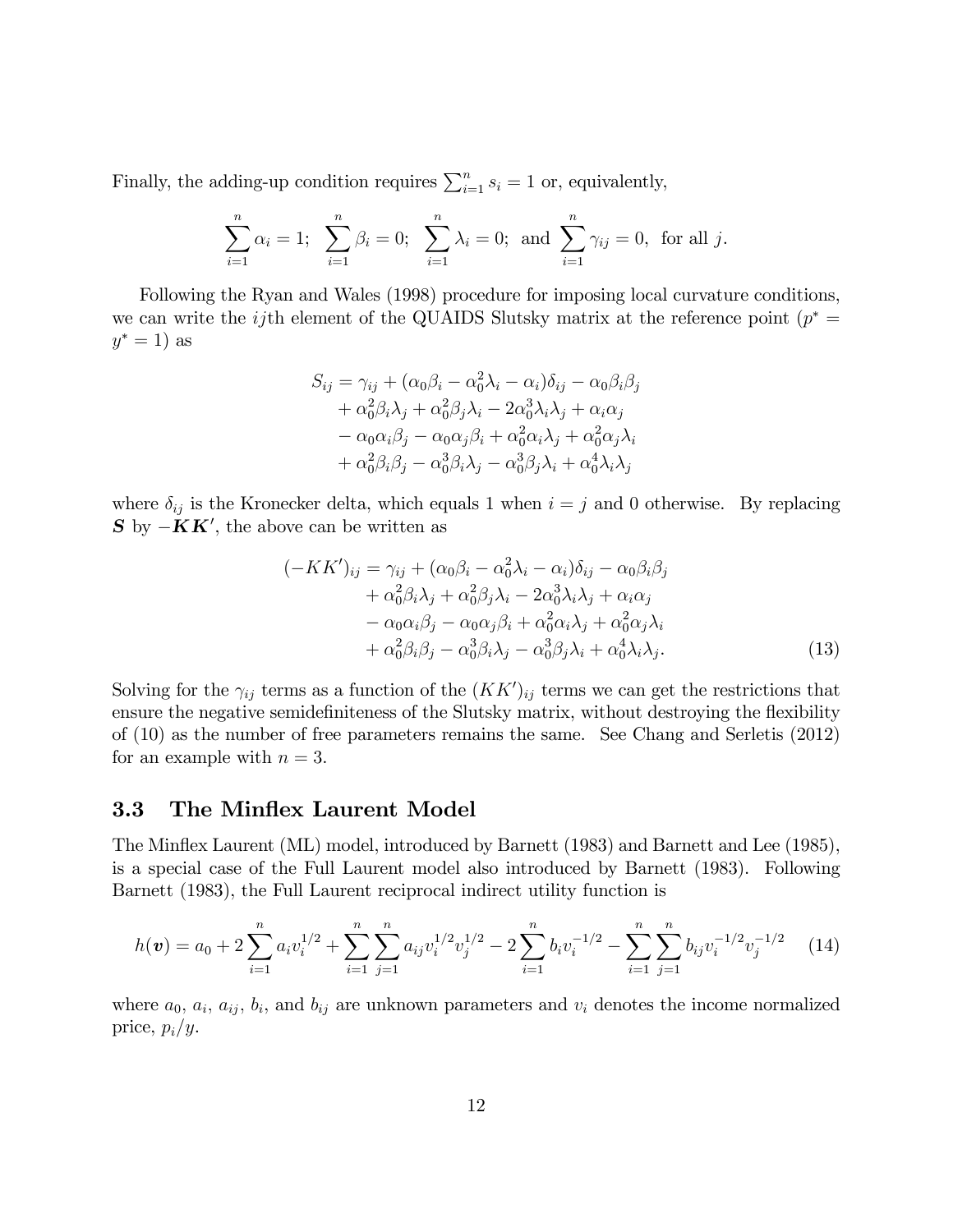Finally, the adding-up condition requires $\sum_{i=1}^{n} s_i = 1$ or, equivalently,

$$\sum_{i=1}^{n} \alpha_i = 1; \;\; \sum_{i=1}^{n} \beta_i = 0; \;\; \sum_{i=1}^{n} \lambda_i = 0; \;\text{ and } \sum_{i=1}^{n} \gamma_{ij} = 0, \;\text{ for all } j.$$

Following the Ryan and Wales (1998) procedure for imposing local curvature conditions, we can write the $ij$th element of the QUAIDS Slutsky matrix at the reference point ($p^* = y^* = 1$) as

$$\begin{aligned}
S_{ij} = {} & \gamma_{ij} + (\alpha_0\beta_i - \alpha_0^2\lambda_i - \alpha_i)\delta_{ij} - \alpha_0\beta_i\beta_j \\
& + \alpha_0^2\beta_i\lambda_j + \alpha_0^2\beta_j\lambda_i - 2\alpha_0^3\lambda_i\lambda_j + \alpha_i\alpha_j \\
& - \alpha_0\alpha_i\beta_j - \alpha_0\alpha_j\beta_i + \alpha_0^2\alpha_i\lambda_j + \alpha_0^2\alpha_j\lambda_i \\
& + \alpha_0^2\beta_i\beta_j - \alpha_0^3\beta_i\lambda_j - \alpha_0^3\beta_j\lambda_i + \alpha_0^4\lambda_i\lambda_j
\end{aligned}$$

where $\delta_{ij}$ is the Kronecker delta, which equals 1 when $i = j$ and 0 otherwise. By replacing $\boldsymbol{S}$ by $-\boldsymbol{KK'}$, the above can be written as

$$\begin{aligned}
(-KK')_{ij} = {} & \gamma_{ij} + (\alpha_0\beta_i - \alpha_0^2\lambda_i - \alpha_i)\delta_{ij} - \alpha_0\beta_i\beta_j \\
& + \alpha_0^2\beta_i\lambda_j + \alpha_0^2\beta_j\lambda_i - 2\alpha_0^3\lambda_i\lambda_j + \alpha_i\alpha_j \\
& - \alpha_0\alpha_i\beta_j - \alpha_0\alpha_j\beta_i + \alpha_0^2\alpha_i\lambda_j + \alpha_0^2\alpha_j\lambda_i \\
& + \alpha_0^2\beta_i\beta_j - \alpha_0^3\beta_i\lambda_j - \alpha_0^3\beta_j\lambda_i + \alpha_0^4\lambda_i\lambda_j. \qquad (13)
\end{aligned}$$

Solving for the $\gamma_{ij}$ terms as a function of the $(KK')_{ij}$ terms we can get the restrictions that ensure the negative semidefiniteness of the Slutsky matrix, without destroying the flexibility of (10) as the number of free parameters remains the same. See Chang and Serletis (2012) for an example with $n = 3$.

### 3.3 The Minflex Laurent Model

The Minflex Laurent (ML) model, introduced by Barnett (1983) and Barnett and Lee (1985), is a special case of the Full Laurent model also introduced by Barnett (1983). Following Barnett (1983), the Full Laurent reciprocal indirect utility function is

$$h(\boldsymbol{v}) = a_0 + 2\sum_{i=1}^{n} a_i v_i^{1/2} + \sum_{i=1}^{n}\sum_{j=1}^{n} a_{ij} v_i^{1/2} v_j^{1/2} - 2\sum_{i=1}^{n} b_i v_i^{-1/2} - \sum_{i=1}^{n}\sum_{j=1}^{n} b_{ij} v_i^{-1/2} v_j^{-1/2} \qquad (14)$$

where $a_0$, $a_i$, $a_{ij}$, $b_i$, and $b_{ij}$ are unknown parameters and $v_i$ denotes the income normalized price, $p_i/y$.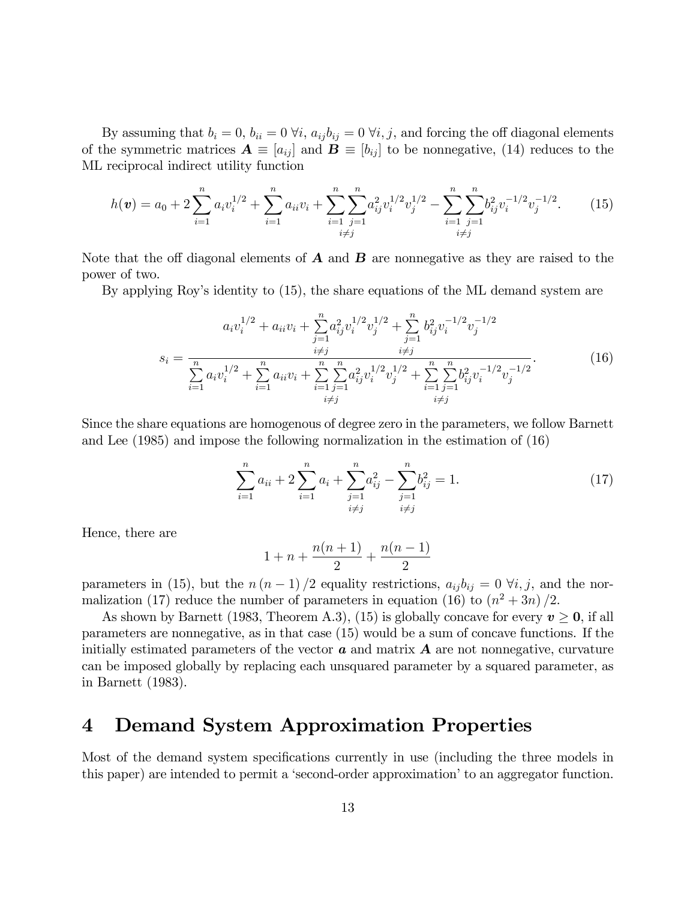By assuming that $b_i = 0$, $b_{ii} = 0$ $\forall i$, $a_{ij}b_{ij} = 0$ $\forall i, j$, and forcing the off diagonal elements of the symmetric matrices $\boldsymbol{A} \equiv [a_{ij}]$ and $\boldsymbol{B} \equiv [b_{ij}]$ to be nonnegative, (14) reduces to the ML reciprocal indirect utility function

$$h(\boldsymbol{v}) = a_0 + 2\sum_{i=1}^{n} a_i v_i^{1/2} + \sum_{i=1}^{n} a_{ii} v_i + \sum_{\substack{i=1 \\ i \neq j}}^{n} \sum_{j=1}^{n} a_{ij}^2 v_i^{1/2} v_j^{1/2} - \sum_{\substack{i=1 \\ i \neq j}}^{n} \sum_{j=1}^{n} b_{ij}^2 v_i^{-1/2} v_j^{-1/2}. \tag{15}$$

Note that the off diagonal elements of $\boldsymbol{A}$ and $\boldsymbol{B}$ are nonnegative as they are raised to the power of two.

By applying Roy's identity to (15), the share equations of the ML demand system are

$$s_i = \frac{a_i v_i^{1/2} + a_{ii} v_i + \sum\limits_{\substack{j=1 \\ i \neq j}}^{n} a_{ij}^2 v_i^{1/2} v_j^{1/2} + \sum\limits_{\substack{j=1 \\ i \neq j}}^{n} b_{ij}^2 v_i^{-1/2} v_j^{-1/2}}{\sum\limits_{i=1}^{n} a_i v_i^{1/2} + \sum\limits_{i=1}^{n} a_{ii} v_i + \sum\limits_{\substack{i=1 \\ i \neq j}}^{n} \sum\limits_{j=1}^{n} a_{ij}^2 v_i^{1/2} v_j^{1/2} + \sum\limits_{\substack{i=1 \\ i \neq j}}^{n} \sum\limits_{j=1}^{n} b_{ij}^2 v_i^{-1/2} v_j^{-1/2}}. \tag{16}$$

Since the share equations are homogenous of degree zero in the parameters, we follow Barnett and Lee (1985) and impose the following normalization in the estimation of (16)

$$\sum_{i=1}^{n} a_{ii} + 2\sum_{i=1}^{n} a_i + \sum_{\substack{j=1 \\ i \neq j}}^{n} a_{ij}^2 - \sum_{\substack{j=1 \\ i \neq j}}^{n} b_{ij}^2 = 1. \tag{17}$$

Hence, there are

$$1 + n + \frac{n(n+1)}{2} + \frac{n(n-1)}{2}$$

parameters in (15), but the $n(n-1)/2$ equality restrictions, $a_{ij}b_{ij} = 0$ $\forall i, j$, and the normalization (17) reduce the number of parameters in equation (16) to $(n^2 + 3n)/2$.

As shown by Barnett (1983, Theorem A.3), (15) is globally concave for every $\boldsymbol{v} \geq \boldsymbol{0}$, if all parameters are nonnegative, as in that case (15) would be a sum of concave functions. If the initially estimated parameters of the vector $\boldsymbol{a}$ and matrix $\boldsymbol{A}$ are not nonnegative, curvature can be imposed globally by replacing each unsquared parameter by a squared parameter, as in Barnett (1983).

# 4 Demand System Approximation Properties

Most of the demand system specifications currently in use (including the three models in this paper) are intended to permit a 'second-order approximation' to an aggregator function.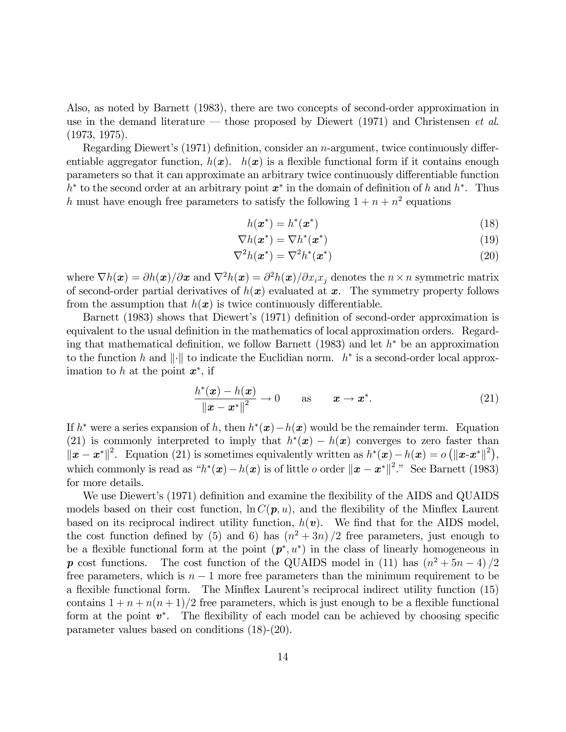Also, as noted by Barnett (1983), there are two concepts of second-order approximation in use in the demand literature — those proposed by Diewert (1971) and Christensen *et al.* (1973, 1975).

Regarding Diewert's (1971) definition, consider an $n$-argument, twice continuously differentiable aggregator function, $h(\boldsymbol{x})$. $h(\boldsymbol{x})$ is a flexible functional form if it contains enough parameters so that it can approximate an arbitrary twice continuously differentiable function $h^*$ to the second order at an arbitrary point $\boldsymbol{x}^*$ in the domain of definition of $h$ and $h^*$. Thus $h$ must have enough free parameters to satisfy the following $1+n+n^2$ equations

$$h(\boldsymbol{x}^*) = h^*(\boldsymbol{x}^*) \tag{18}$$

$$\nabla h(\boldsymbol{x}^*) = \nabla h^*(\boldsymbol{x}^*) \tag{19}$$

$$\nabla^2 h(\boldsymbol{x}^*) = \nabla^2 h^*(\boldsymbol{x}^*) \tag{20}$$

where $\nabla h(\boldsymbol{x}) = \partial h(\boldsymbol{x})/\partial \boldsymbol{x}$ and $\nabla^2 h(\boldsymbol{x}) = \partial^2 h(\boldsymbol{x})/\partial x_i x_j$ denotes the $n \times n$ symmetric matrix of second-order partial derivatives of $h(\boldsymbol{x})$ evaluated at $\boldsymbol{x}$. The symmetry property follows from the assumption that $h(\boldsymbol{x})$ is twice continuously differentiable.

Barnett (1983) shows that Diewert's (1971) definition of second-order approximation is equivalent to the usual definition in the mathematics of local approximation orders. Regarding that mathematical definition, we follow Barnett (1983) and let $h^*$ be an approximation to the function $h$ and $\|\cdot\|$ to indicate the Euclidian norm. $h^*$ is a second-order local approximation to $h$ at the point $\boldsymbol{x}^*$, if

$$\frac{h^*(\boldsymbol{x}) - h(\boldsymbol{x})}{\|\boldsymbol{x} - \boldsymbol{x}^*\|^2} \to 0 \qquad \text{as} \qquad \boldsymbol{x} \to \boldsymbol{x}^*. \tag{21}$$

If $h^*$ were a series expansion of $h$, then $h^*(\boldsymbol{x}) - h(\boldsymbol{x})$ would be the remainder term. Equation (21) is commonly interpreted to imply that $h^*(\boldsymbol{x}) - h(\boldsymbol{x})$ converges to zero faster than $\|\boldsymbol{x} - \boldsymbol{x}^*\|^2$. Equation (21) is sometimes equivalently written as $h^*(\boldsymbol{x}) - h(\boldsymbol{x}) = o\left(\|\boldsymbol{x}\text{-}\boldsymbol{x}^*\|^2\right)$, which commonly is read as "$h^*(\boldsymbol{x}) - h(\boldsymbol{x})$ is of little $o$ order $\|\boldsymbol{x} - \boldsymbol{x}^*\|^2$." See Barnett (1983) for more details.

We use Diewert's (1971) definition and examine the flexibility of the AIDS and QUAIDS models based on their cost function, $\ln C(\boldsymbol{p}, u)$, and the flexibility of the Minflex Laurent based on its reciprocal indirect utility function, $h(\boldsymbol{v})$. We find that for the AIDS model, the cost function defined by (5) and 6) has $(n^2+3n)/2$ free parameters, just enough to be a flexible functional form at the point $(\boldsymbol{p}^*, u^*)$ in the class of linearly homogeneous in $\boldsymbol{p}$ cost functions. The cost function of the QUAIDS model in (11) has $(n^2+5n-4)/2$ free parameters, which is $n-1$ more free parameters than the minimum requirement to be a flexible functional form. The Minflex Laurent's reciprocal indirect utility function (15) contains $1+n+n(n+1)/2$ free parameters, which is just enough to be a flexible functional form at the point $\boldsymbol{v}^*$. The flexibility of each model can be achieved by choosing specific parameter values based on conditions (18)-(20).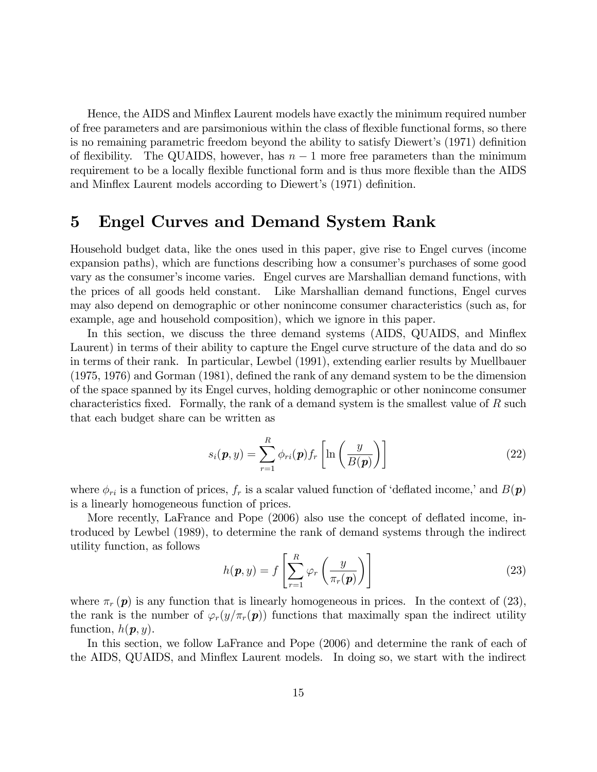Hence, the AIDS and Minflex Laurent models have exactly the minimum required number of free parameters and are parsimonious within the class of flexible functional forms, so there is no remaining parametric freedom beyond the ability to satisfy Diewert's (1971) definition of flexibility. The QUAIDS, however, has $n-1$ more free parameters than the minimum requirement to be a locally flexible functional form and is thus more flexible than the AIDS and Minflex Laurent models according to Diewert's (1971) definition.

# 5 Engel Curves and Demand System Rank

Household budget data, like the ones used in this paper, give rise to Engel curves (income expansion paths), which are functions describing how a consumer's purchases of some good vary as the consumer's income varies. Engel curves are Marshallian demand functions, with the prices of all goods held constant. Like Marshallian demand functions, Engel curves may also depend on demographic or other nonincome consumer characteristics (such as, for example, age and household composition), which we ignore in this paper.

In this section, we discuss the three demand systems (AIDS, QUAIDS, and Minflex Laurent) in terms of their ability to capture the Engel curve structure of the data and do so in terms of their rank. In particular, Lewbel (1991), extending earlier results by Muellbauer (1975, 1976) and Gorman (1981), defined the rank of any demand system to be the dimension of the space spanned by its Engel curves, holding demographic or other nonincome consumer characteristics fixed. Formally, the rank of a demand system is the smallest value of $R$ such that each budget share can be written as

$$s_i(\boldsymbol{p}, y) = \sum_{r=1}^{R} \phi_{ri}(\boldsymbol{p}) f_r \left[ \ln \left( \frac{y}{B(\boldsymbol{p})} \right) \right] \tag{22}$$

where $\phi_{ri}$ is a function of prices, $f_r$ is a scalar valued function of 'deflated income,' and $B(\boldsymbol{p})$ is a linearly homogeneous function of prices.

More recently, LaFrance and Pope (2006) also use the concept of deflated income, introduced by Lewbel (1989), to determine the rank of demand systems through the indirect utility function, as follows

$$h(\boldsymbol{p}, y) = f \left[ \sum_{r=1}^{R} \varphi_r \left( \frac{y}{\pi_r(\boldsymbol{p})} \right) \right] \tag{23}$$

where $\pi_r(\boldsymbol{p})$ is any function that is linearly homogeneous in prices. In the context of (23), the rank is the number of $\varphi_r(y/\pi_r(\boldsymbol{p}))$ functions that maximally span the indirect utility function, $h(\boldsymbol{p}, y)$.

In this section, we follow LaFrance and Pope (2006) and determine the rank of each of the AIDS, QUAIDS, and Minflex Laurent models. In doing so, we start with the indirect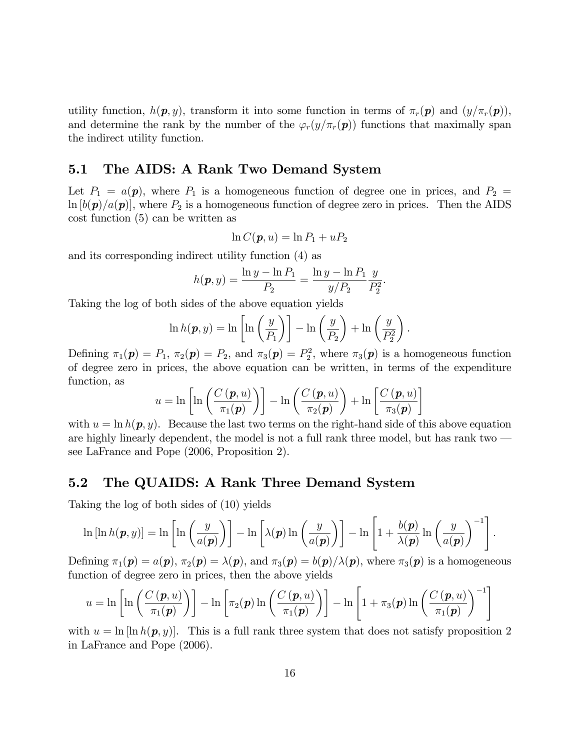utility function, $h(\boldsymbol{p}, y)$, transform it into some function in terms of $\pi_r(\boldsymbol{p})$ and $(y/\pi_r(\boldsymbol{p}))$, and determine the rank by the number of the $\varphi_r(y/\pi_r(\boldsymbol{p}))$ functions that maximally span the indirect utility function.

## 5.1 The AIDS: A Rank Two Demand System

Let $P_1 = a(\boldsymbol{p})$, where $P_1$ is a homogeneous function of degree one in prices, and $P_2 = \ln[b(\boldsymbol{p})/a(\boldsymbol{p})]$, where $P_2$ is a homogeneous function of degree zero in prices. Then the AIDS cost function (5) can be written as

$$\ln C(\boldsymbol{p}, u) = \ln P_1 + uP_2$$

and its corresponding indirect utility function (4) as

$$h(\boldsymbol{p}, y) = \frac{\ln y - \ln P_1}{P_2} = \frac{\ln y - \ln P_1}{y/P_2} \frac{y}{P_2^2}.$$

Taking the log of both sides of the above equation yields

$$\ln h(\boldsymbol{p}, y) = \ln\left[\ln\left(\frac{y}{P_1}\right)\right] - \ln\left(\frac{y}{P_2}\right) + \ln\left(\frac{y}{P_2^2}\right).$$

Defining $\pi_1(\boldsymbol{p}) = P_1$, $\pi_2(\boldsymbol{p}) = P_2$, and $\pi_3(\boldsymbol{p}) = P_2^2$, where $\pi_3(\boldsymbol{p})$ is a homogeneous function of degree zero in prices, the above equation can be written, in terms of the expenditure function, as

$$u = \ln\left[\ln\left(\frac{C(\boldsymbol{p}, u)}{\pi_1(\boldsymbol{p})}\right)\right] - \ln\left(\frac{C(\boldsymbol{p}, u)}{\pi_2(\boldsymbol{p})}\right) + \ln\left[\frac{C(\boldsymbol{p}, u)}{\pi_3(\boldsymbol{p})}\right]$$

with $u = \ln h(\boldsymbol{p}, y)$. Because the last two terms on the right-hand side of this above equation are highly linearly dependent, the model is not a full rank three model, but has rank two — see LaFrance and Pope (2006, Proposition 2).

## 5.2 The QUAIDS: A Rank Three Demand System

Taking the log of both sides of (10) yields

$$\ln[\ln h(\boldsymbol{p}, y)] = \ln\left[\ln\left(\frac{y}{a(\boldsymbol{p})}\right)\right] - \ln\left[\lambda(\boldsymbol{p})\ln\left(\frac{y}{a(\boldsymbol{p})}\right)\right] - \ln\left[1 + \frac{b(\boldsymbol{p})}{\lambda(\boldsymbol{p})}\ln\left(\frac{y}{a(\boldsymbol{p})}\right)^{-1}\right].$$

Defining $\pi_1(\boldsymbol{p}) = a(\boldsymbol{p})$, $\pi_2(\boldsymbol{p}) = \lambda(\boldsymbol{p})$, and $\pi_3(\boldsymbol{p}) = b(\boldsymbol{p})/\lambda(\boldsymbol{p})$, where $\pi_3(\boldsymbol{p})$ is a homogeneous function of degree zero in prices, then the above yields

$$u = \ln\left[\ln\left(\frac{C(\boldsymbol{p}, u)}{\pi_1(\boldsymbol{p})}\right)\right] - \ln\left[\pi_2(\boldsymbol{p})\ln\left(\frac{C(\boldsymbol{p}, u)}{\pi_1(\boldsymbol{p})}\right)\right] - \ln\left[1 + \pi_3(\boldsymbol{p})\ln\left(\frac{C(\boldsymbol{p}, u)}{\pi_1(\boldsymbol{p})}\right)^{-1}\right]$$

with $u = \ln[\ln h(\boldsymbol{p}, y)]$. This is a full rank three system that does not satisfy proposition 2 in LaFrance and Pope (2006).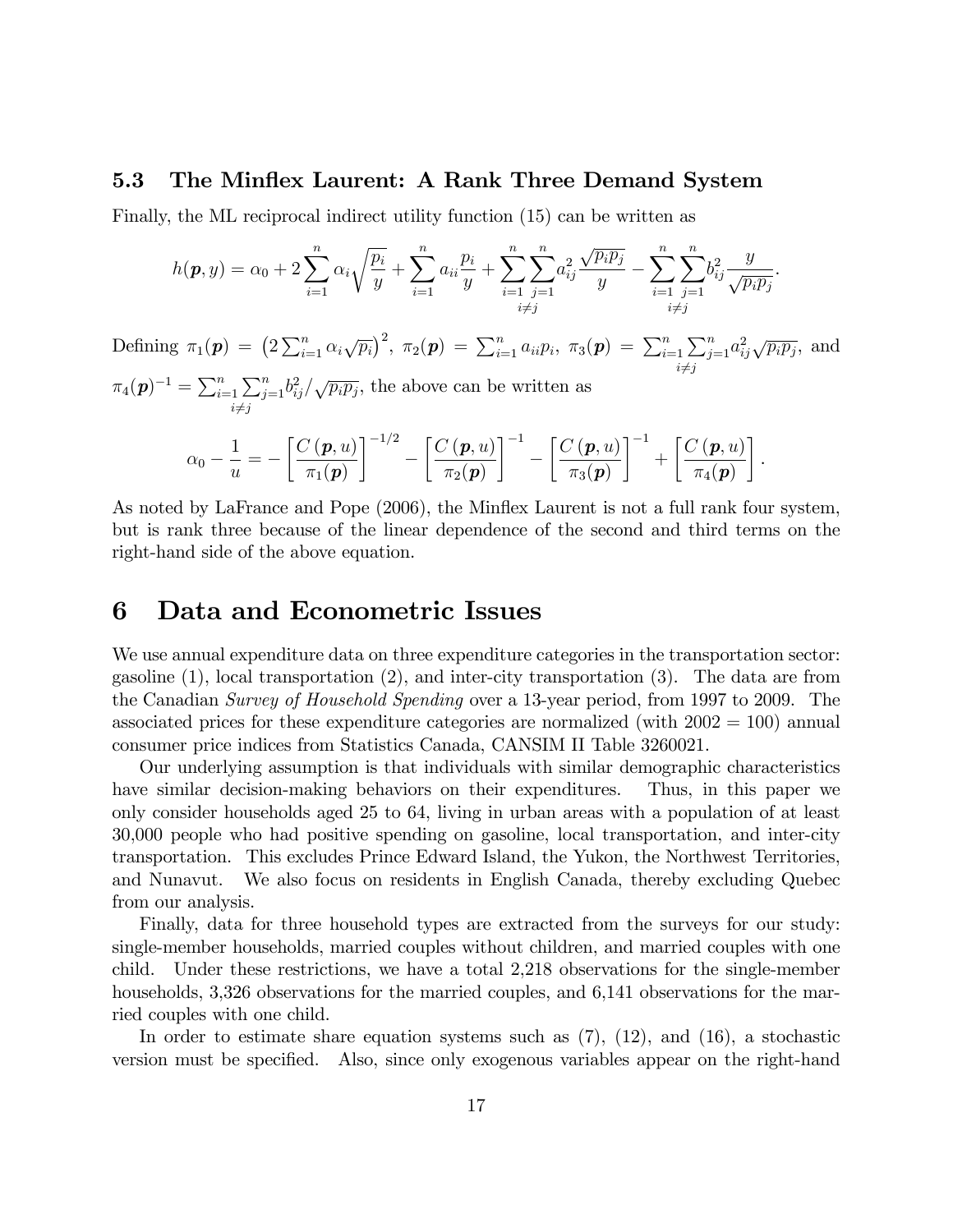### 5.3 The Minflex Laurent: A Rank Three Demand System

Finally, the ML reciprocal indirect utility function (15) can be written as

$$h(\boldsymbol{p}, y) = \alpha_0 + 2\sum_{i=1}^{n} \alpha_i \sqrt{\frac{p_i}{y}} + \sum_{i=1}^{n} a_{ii} \frac{p_i}{y} + \sum_{\substack{i=1 \\ i \neq j}}^{n} \sum_{j=1}^{n} a_{ij}^2 \frac{\sqrt{p_i p_j}}{y} - \sum_{\substack{i=1 \\ i \neq j}}^{n} \sum_{j=1}^{n} b_{ij}^2 \frac{y}{\sqrt{p_i p_j}}.$$

Defining $\pi_1(\boldsymbol{p}) = \left(2\sum_{i=1}^{n} \alpha_i \sqrt{p_i}\right)^2$, $\pi_2(\boldsymbol{p}) = \sum_{i=1}^{n} a_{ii} p_i$, $\pi_3(\boldsymbol{p}) = \sum_{\substack{i=1 \\ i \neq j}}^{n} \sum_{j=1}^{n} a_{ij}^2 \sqrt{p_i p_j}$, and $\pi_4(\boldsymbol{p})^{-1} = \sum_{\substack{i=1 \\ i \neq j}}^{n} \sum_{j=1}^{n} b_{ij}^2 / \sqrt{p_i p_j}$, the above can be written as

$$\alpha_0 - \frac{1}{u} = -\left[\frac{C(\boldsymbol{p}, u)}{\pi_1(\boldsymbol{p})}\right]^{-1/2} - \left[\frac{C(\boldsymbol{p}, u)}{\pi_2(\boldsymbol{p})}\right]^{-1} - \left[\frac{C(\boldsymbol{p}, u)}{\pi_3(\boldsymbol{p})}\right]^{-1} + \left[\frac{C(\boldsymbol{p}, u)}{\pi_4(\boldsymbol{p})}\right].$$

As noted by LaFrance and Pope (2006), the Minflex Laurent is not a full rank four system, but is rank three because of the linear dependence of the second and third terms on the right-hand side of the above equation.

# 6 Data and Econometric Issues

We use annual expenditure data on three expenditure categories in the transportation sector: gasoline (1), local transportation (2), and inter-city transportation (3). The data are from the Canadian *Survey of Household Spending* over a 13-year period, from 1997 to 2009. The associated prices for these expenditure categories are normalized (with 2002 = 100) annual consumer price indices from Statistics Canada, CANSIM II Table 3260021.

Our underlying assumption is that individuals with similar demographic characteristics have similar decision-making behaviors on their expenditures. Thus, in this paper we only consider households aged 25 to 64, living in urban areas with a population of at least 30,000 people who had positive spending on gasoline, local transportation, and inter-city transportation. This excludes Prince Edward Island, the Yukon, the Northwest Territories, and Nunavut. We also focus on residents in English Canada, thereby excluding Quebec from our analysis.

Finally, data for three household types are extracted from the surveys for our study: single-member households, married couples without children, and married couples with one child. Under these restrictions, we have a total 2,218 observations for the single-member households, 3,326 observations for the married couples, and 6,141 observations for the married couples with one child.

In order to estimate share equation systems such as (7), (12), and (16), a stochastic version must be specified. Also, since only exogenous variables appear on the right-hand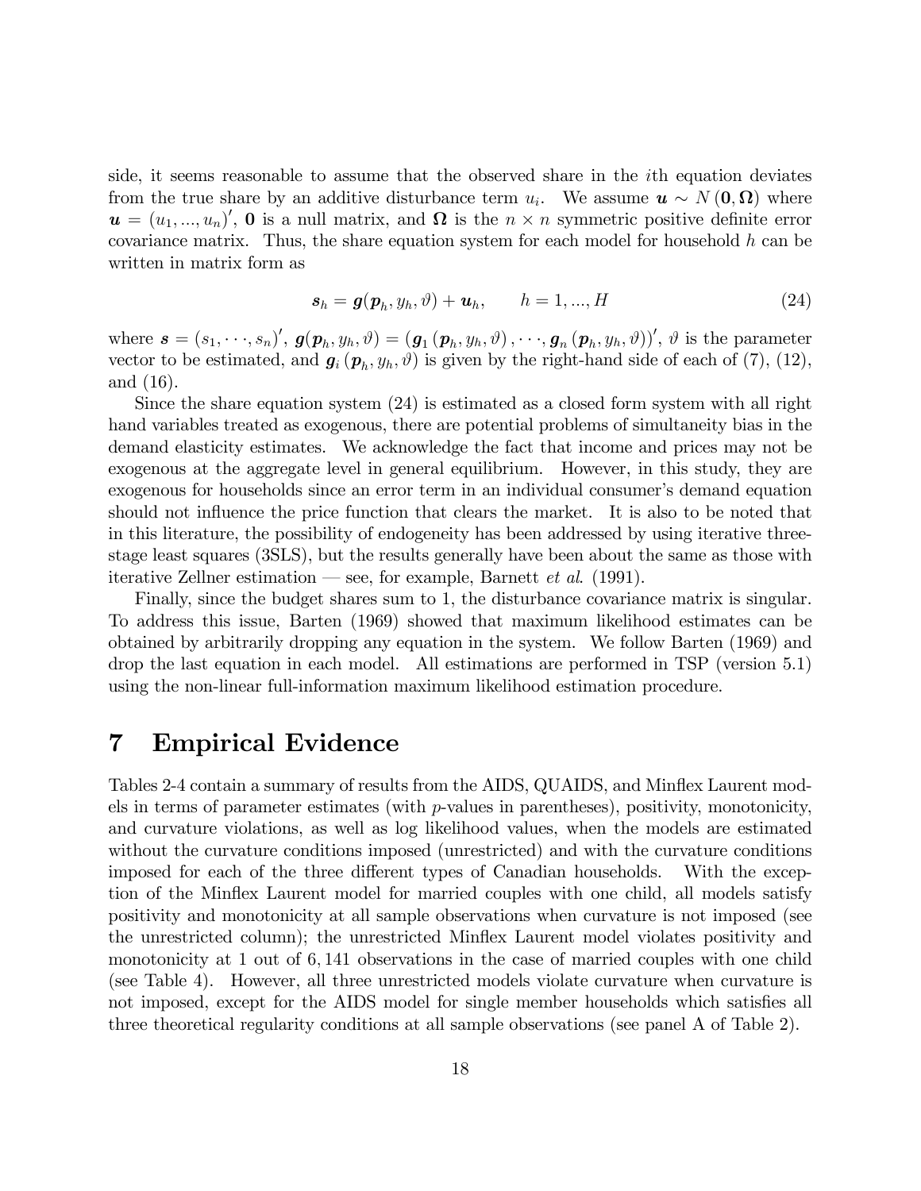side, it seems reasonable to assume that the observed share in the $i$th equation deviates from the true share by an additive disturbance term $u_i$. We assume $\boldsymbol{u} \sim N(\mathbf{0}, \boldsymbol{\Omega})$ where $\boldsymbol{u} = (u_1, ..., u_n)'$, $\mathbf{0}$ is a null matrix, and $\boldsymbol{\Omega}$ is the $n \times n$ symmetric positive definite error covariance matrix. Thus, the share equation system for each model for household $h$ can be written in matrix form as

$$\boldsymbol{s}_h = \boldsymbol{g}(\boldsymbol{p}_h, y_h, \vartheta) + \boldsymbol{u}_h, \qquad h = 1, ..., H \tag{24}$$

where $\boldsymbol{s} = (s_1, \cdots, s_n)'$, $\boldsymbol{g}(\boldsymbol{p}_h, y_h, \vartheta) = (\boldsymbol{g}_1(\boldsymbol{p}_h, y_h, \vartheta), \cdots, \boldsymbol{g}_n(\boldsymbol{p}_h, y_h, \vartheta))'$, $\vartheta$ is the parameter vector to be estimated, and $\boldsymbol{g}_i(\boldsymbol{p}_h, y_h, \vartheta)$ is given by the right-hand side of each of (7), (12), and (16).

Since the share equation system (24) is estimated as a closed form system with all right hand variables treated as exogenous, there are potential problems of simultaneity bias in the demand elasticity estimates. We acknowledge the fact that income and prices may not be exogenous at the aggregate level in general equilibrium. However, in this study, they are exogenous for households since an error term in an individual consumer's demand equation should not influence the price function that clears the market. It is also to be noted that in this literature, the possibility of endogeneity has been addressed by using iterative three-stage least squares (3SLS), but the results generally have been about the same as those with iterative Zellner estimation — see, for example, Barnett *et al*. (1991).

Finally, since the budget shares sum to 1, the disturbance covariance matrix is singular. To address this issue, Barten (1969) showed that maximum likelihood estimates can be obtained by arbitrarily dropping any equation in the system. We follow Barten (1969) and drop the last equation in each model. All estimations are performed in TSP (version 5.1) using the non-linear full-information maximum likelihood estimation procedure.

# 7 Empirical Evidence

Tables 2-4 contain a summary of results from the AIDS, QUAIDS, and Minflex Laurent models in terms of parameter estimates (with $p$-values in parentheses), positivity, monotonicity, and curvature violations, as well as log likelihood values, when the models are estimated without the curvature conditions imposed (unrestricted) and with the curvature conditions imposed for each of the three different types of Canadian households. With the exception of the Minflex Laurent model for married couples with one child, all models satisfy positivity and monotonicity at all sample observations when curvature is not imposed (see the unrestricted column); the unrestricted Minflex Laurent model violates positivity and monotonicity at 1 out of 6,141 observations in the case of married couples with one child (see Table 4). However, all three unrestricted models violate curvature when curvature is not imposed, except for the AIDS model for single member households which satisfies all three theoretical regularity conditions at all sample observations (see panel A of Table 2).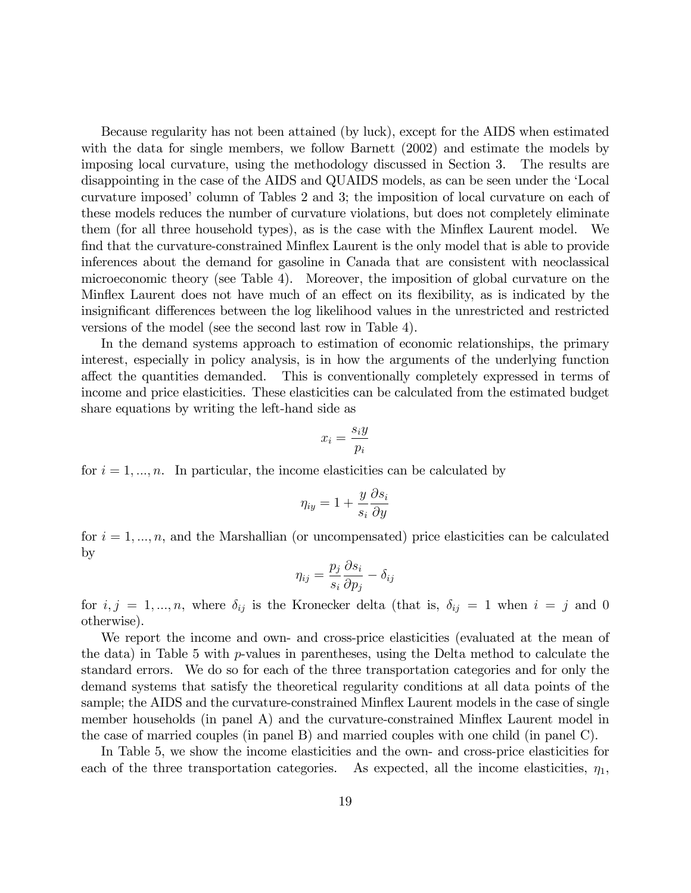Because regularity has not been attained (by luck), except for the AIDS when estimated with the data for single members, we follow Barnett (2002) and estimate the models by imposing local curvature, using the methodology discussed in Section 3. The results are disappointing in the case of the AIDS and QUAIDS models, as can be seen under the 'Local curvature imposed' column of Tables 2 and 3; the imposition of local curvature on each of these models reduces the number of curvature violations, but does not completely eliminate them (for all three household types), as is the case with the Minflex Laurent model. We find that the curvature-constrained Minflex Laurent is the only model that is able to provide inferences about the demand for gasoline in Canada that are consistent with neoclassical microeconomic theory (see Table 4). Moreover, the imposition of global curvature on the Minflex Laurent does not have much of an effect on its flexibility, as is indicated by the insignificant differences between the log likelihood values in the unrestricted and restricted versions of the model (see the second last row in Table 4).

In the demand systems approach to estimation of economic relationships, the primary interest, especially in policy analysis, is in how the arguments of the underlying function affect the quantities demanded. This is conventionally completely expressed in terms of income and price elasticities. These elasticities can be calculated from the estimated budget share equations by writing the left-hand side as

$$x_i = \frac{s_i y}{p_i}$$

for $i = 1, ..., n$. In particular, the income elasticities can be calculated by

$$\eta_{iy} = 1 + \frac{y}{s_i} \frac{\partial s_i}{\partial y}$$

for $i = 1, ..., n$, and the Marshallian (or uncompensated) price elasticities can be calculated by

$$\eta_{ij} = \frac{p_j}{s_i} \frac{\partial s_i}{\partial p_j} - \delta_{ij}$$

for $i, j = 1, ..., n$, where $\delta_{ij}$ is the Kronecker delta (that is, $\delta_{ij} = 1$ when $i = j$ and 0 otherwise).

We report the income and own- and cross-price elasticities (evaluated at the mean of the data) in Table 5 with $p$-values in parentheses, using the Delta method to calculate the standard errors. We do so for each of the three transportation categories and for only the demand systems that satisfy the theoretical regularity conditions at all data points of the sample; the AIDS and the curvature-constrained Minflex Laurent models in the case of single member households (in panel A) and the curvature-constrained Minflex Laurent model in the case of married couples (in panel B) and married couples with one child (in panel C).

In Table 5, we show the income elasticities and the own- and cross-price elasticities for each of the three transportation categories. As expected, all the income elasticities, $\eta_1$,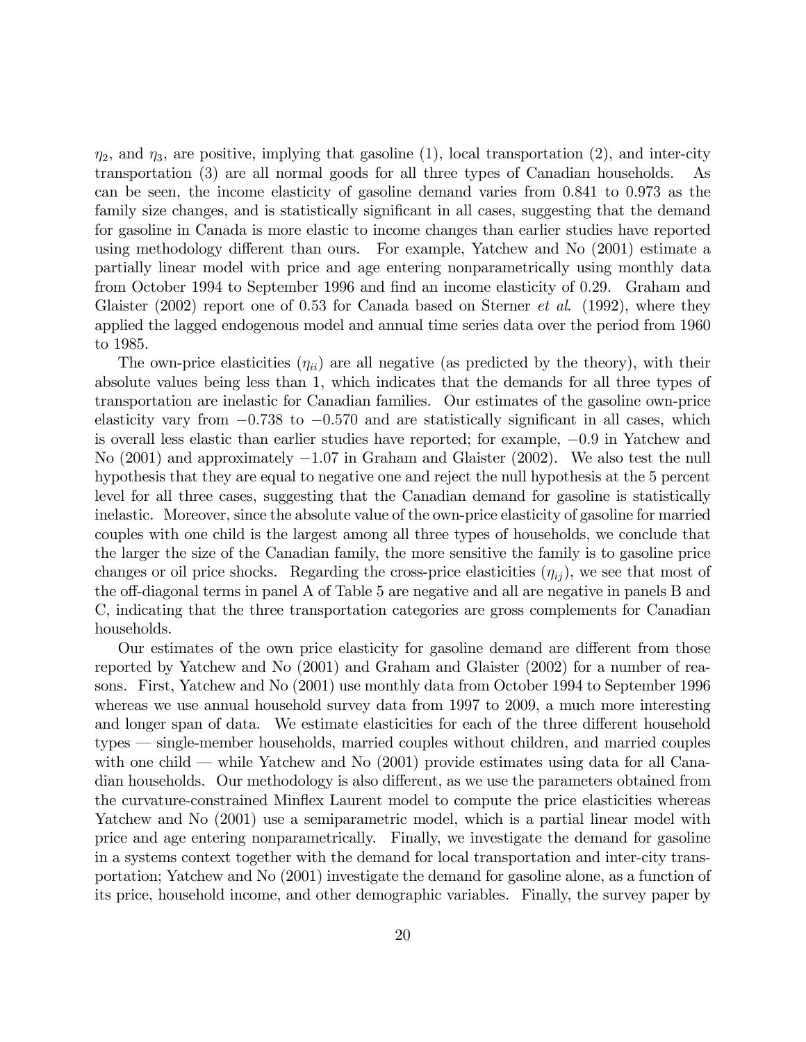$\eta_2$, and $\eta_3$, are positive, implying that gasoline (1), local transportation (2), and inter-city transportation (3) are all normal goods for all three types of Canadian households. As can be seen, the income elasticity of gasoline demand varies from 0.841 to 0.973 as the family size changes, and is statistically significant in all cases, suggesting that the demand for gasoline in Canada is more elastic to income changes than earlier studies have reported using methodology different than ours. For example, Yatchew and No (2001) estimate a partially linear model with price and age entering nonparametrically using monthly data from October 1994 to September 1996 and find an income elasticity of 0.29. Graham and Glaister (2002) report one of 0.53 for Canada based on Sterner *et al*. (1992), where they applied the lagged endogenous model and annual time series data over the period from 1960 to 1985.

The own-price elasticities ($\eta_{ii}$) are all negative (as predicted by the theory), with their absolute values being less than 1, which indicates that the demands for all three types of transportation are inelastic for Canadian families. Our estimates of the gasoline own-price elasticity vary from $-0.738$ to $-0.570$ and are statistically significant in all cases, which is overall less elastic than earlier studies have reported; for example, $-0.9$ in Yatchew and No (2001) and approximately $-1.07$ in Graham and Glaister (2002). We also test the null hypothesis that they are equal to negative one and reject the null hypothesis at the 5 percent level for all three cases, suggesting that the Canadian demand for gasoline is statistically inelastic. Moreover, since the absolute value of the own-price elasticity of gasoline for married couples with one child is the largest among all three types of households, we conclude that the larger the size of the Canadian family, the more sensitive the family is to gasoline price changes or oil price shocks. Regarding the cross-price elasticities ($\eta_{ij}$), we see that most of the off-diagonal terms in panel A of Table 5 are negative and all are negative in panels B and C, indicating that the three transportation categories are gross complements for Canadian households.

Our estimates of the own price elasticity for gasoline demand are different from those reported by Yatchew and No (2001) and Graham and Glaister (2002) for a number of reasons. First, Yatchew and No (2001) use monthly data from October 1994 to September 1996 whereas we use annual household survey data from 1997 to 2009, a much more interesting and longer span of data. We estimate elasticities for each of the three different household types — single-member households, married couples without children, and married couples with one child — while Yatchew and No (2001) provide estimates using data for all Canadian households. Our methodology is also different, as we use the parameters obtained from the curvature-constrained Minflex Laurent model to compute the price elasticities whereas Yatchew and No (2001) use a semiparametric model, which is a partial linear model with price and age entering nonparametrically. Finally, we investigate the demand for gasoline in a systems context together with the demand for local transportation and inter-city transportation; Yatchew and No (2001) investigate the demand for gasoline alone, as a function of its price, household income, and other demographic variables. Finally, the survey paper by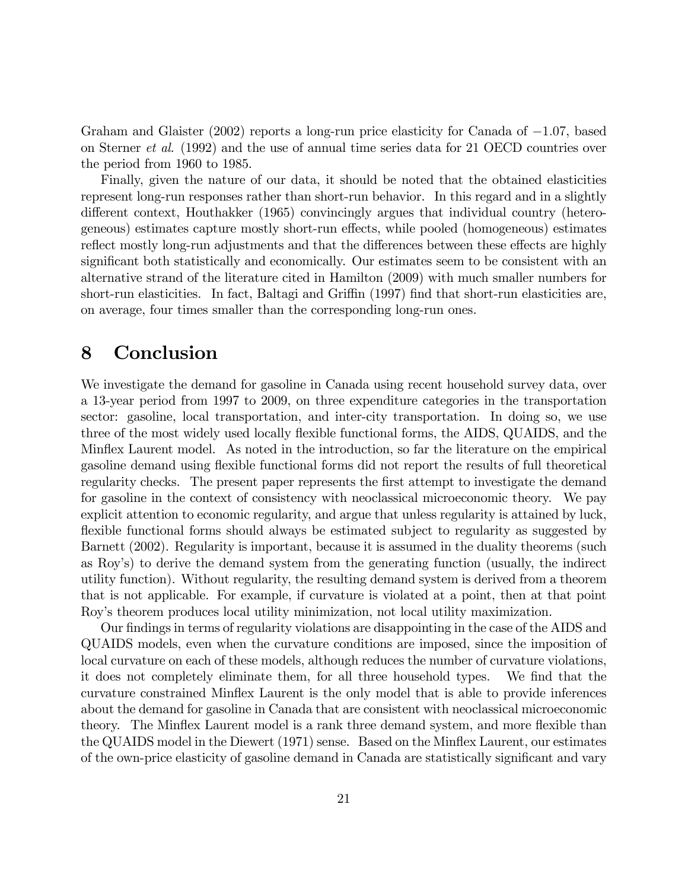Graham and Glaister (2002) reports a long-run price elasticity for Canada of $-1.07$, based on Sterner *et al.* (1992) and the use of annual time series data for 21 OECD countries over the period from 1960 to 1985.

Finally, given the nature of our data, it should be noted that the obtained elasticities represent long-run responses rather than short-run behavior. In this regard and in a slightly different context, Houthakker (1965) convincingly argues that individual country (heterogeneous) estimates capture mostly short-run effects, while pooled (homogeneous) estimates reflect mostly long-run adjustments and that the differences between these effects are highly significant both statistically and economically. Our estimates seem to be consistent with an alternative strand of the literature cited in Hamilton (2009) with much smaller numbers for short-run elasticities. In fact, Baltagi and Griffin (1997) find that short-run elasticities are, on average, four times smaller than the corresponding long-run ones.

# 8 Conclusion

We investigate the demand for gasoline in Canada using recent household survey data, over a 13-year period from 1997 to 2009, on three expenditure categories in the transportation sector: gasoline, local transportation, and inter-city transportation. In doing so, we use three of the most widely used locally flexible functional forms, the AIDS, QUAIDS, and the Minflex Laurent model. As noted in the introduction, so far the literature on the empirical gasoline demand using flexible functional forms did not report the results of full theoretical regularity checks. The present paper represents the first attempt to investigate the demand for gasoline in the context of consistency with neoclassical microeconomic theory. We pay explicit attention to economic regularity, and argue that unless regularity is attained by luck, flexible functional forms should always be estimated subject to regularity as suggested by Barnett (2002). Regularity is important, because it is assumed in the duality theorems (such as Roy's) to derive the demand system from the generating function (usually, the indirect utility function). Without regularity, the resulting demand system is derived from a theorem that is not applicable. For example, if curvature is violated at a point, then at that point Roy's theorem produces local utility minimization, not local utility maximization.

Our findings in terms of regularity violations are disappointing in the case of the AIDS and QUAIDS models, even when the curvature conditions are imposed, since the imposition of local curvature on each of these models, although reduces the number of curvature violations, it does not completely eliminate them, for all three household types. We find that the curvature constrained Minflex Laurent is the only model that is able to provide inferences about the demand for gasoline in Canada that are consistent with neoclassical microeconomic theory. The Minflex Laurent model is a rank three demand system, and more flexible than the QUAIDS model in the Diewert (1971) sense. Based on the Minflex Laurent, our estimates of the own-price elasticity of gasoline demand in Canada are statistically significant and vary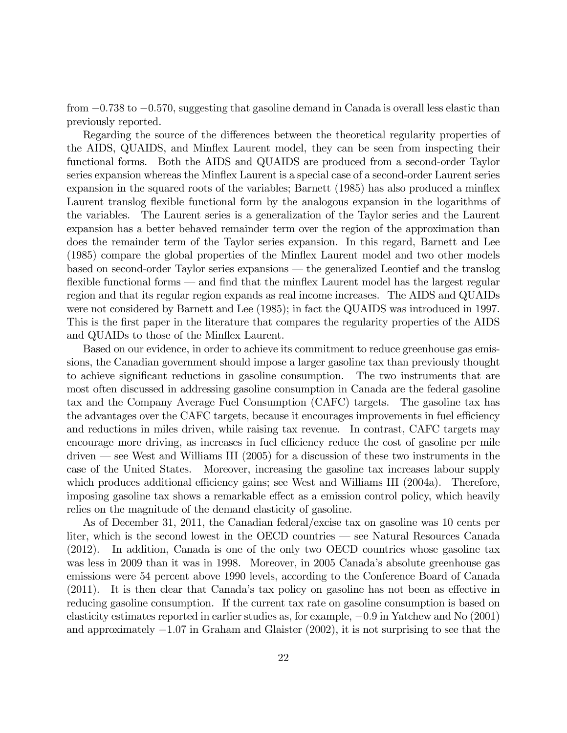from $-0.738$ to $-0.570$, suggesting that gasoline demand in Canada is overall less elastic than previously reported.

Regarding the source of the differences between the theoretical regularity properties of the AIDS, QUAIDS, and Minflex Laurent model, they can be seen from inspecting their functional forms. Both the AIDS and QUAIDS are produced from a second-order Taylor series expansion whereas the Minflex Laurent is a special case of a second-order Laurent series expansion in the squared roots of the variables; Barnett (1985) has also produced a minflex Laurent translog flexible functional form by the analogous expansion in the logarithms of the variables. The Laurent series is a generalization of the Taylor series and the Laurent expansion has a better behaved remainder term over the region of the approximation than does the remainder term of the Taylor series expansion. In this regard, Barnett and Lee (1985) compare the global properties of the Minflex Laurent model and two other models based on second-order Taylor series expansions — the generalized Leontief and the translog flexible functional forms — and find that the minflex Laurent model has the largest regular region and that its regular region expands as real income increases. The AIDS and QUAIDs were not considered by Barnett and Lee (1985); in fact the QUAIDS was introduced in 1997. This is the first paper in the literature that compares the regularity properties of the AIDS and QUAIDs to those of the Minflex Laurent.

Based on our evidence, in order to achieve its commitment to reduce greenhouse gas emissions, the Canadian government should impose a larger gasoline tax than previously thought to achieve significant reductions in gasoline consumption. The two instruments that are most often discussed in addressing gasoline consumption in Canada are the federal gasoline tax and the Company Average Fuel Consumption (CAFC) targets. The gasoline tax has the advantages over the CAFC targets, because it encourages improvements in fuel efficiency and reductions in miles driven, while raising tax revenue. In contrast, CAFC targets may encourage more driving, as increases in fuel efficiency reduce the cost of gasoline per mile driven — see West and Williams III (2005) for a discussion of these two instruments in the case of the United States. Moreover, increasing the gasoline tax increases labour supply which produces additional efficiency gains; see West and Williams III (2004a). Therefore, imposing gasoline tax shows a remarkable effect as a emission control policy, which heavily relies on the magnitude of the demand elasticity of gasoline.

As of December 31, 2011, the Canadian federal/excise tax on gasoline was 10 cents per liter, which is the second lowest in the OECD countries — see Natural Resources Canada (2012). In addition, Canada is one of the only two OECD countries whose gasoline tax was less in 2009 than it was in 1998. Moreover, in 2005 Canada's absolute greenhouse gas emissions were 54 percent above 1990 levels, according to the Conference Board of Canada (2011). It is then clear that Canada's tax policy on gasoline has not been as effective in reducing gasoline consumption. If the current tax rate on gasoline consumption is based on elasticity estimates reported in earlier studies as, for example, $-0.9$ in Yatchew and No (2001) and approximately $-1.07$ in Graham and Glaister (2002), it is not surprising to see that the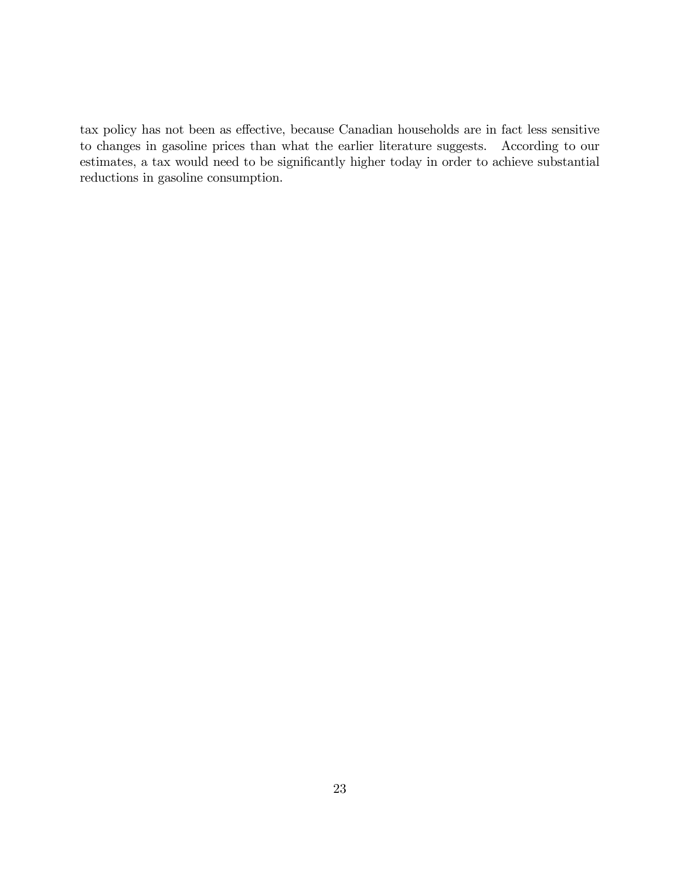tax policy has not been as effective, because Canadian households are in fact less sensitive to changes in gasoline prices than what the earlier literature suggests. According to our estimates, a tax would need to be significantly higher today in order to achieve substantial reductions in gasoline consumption.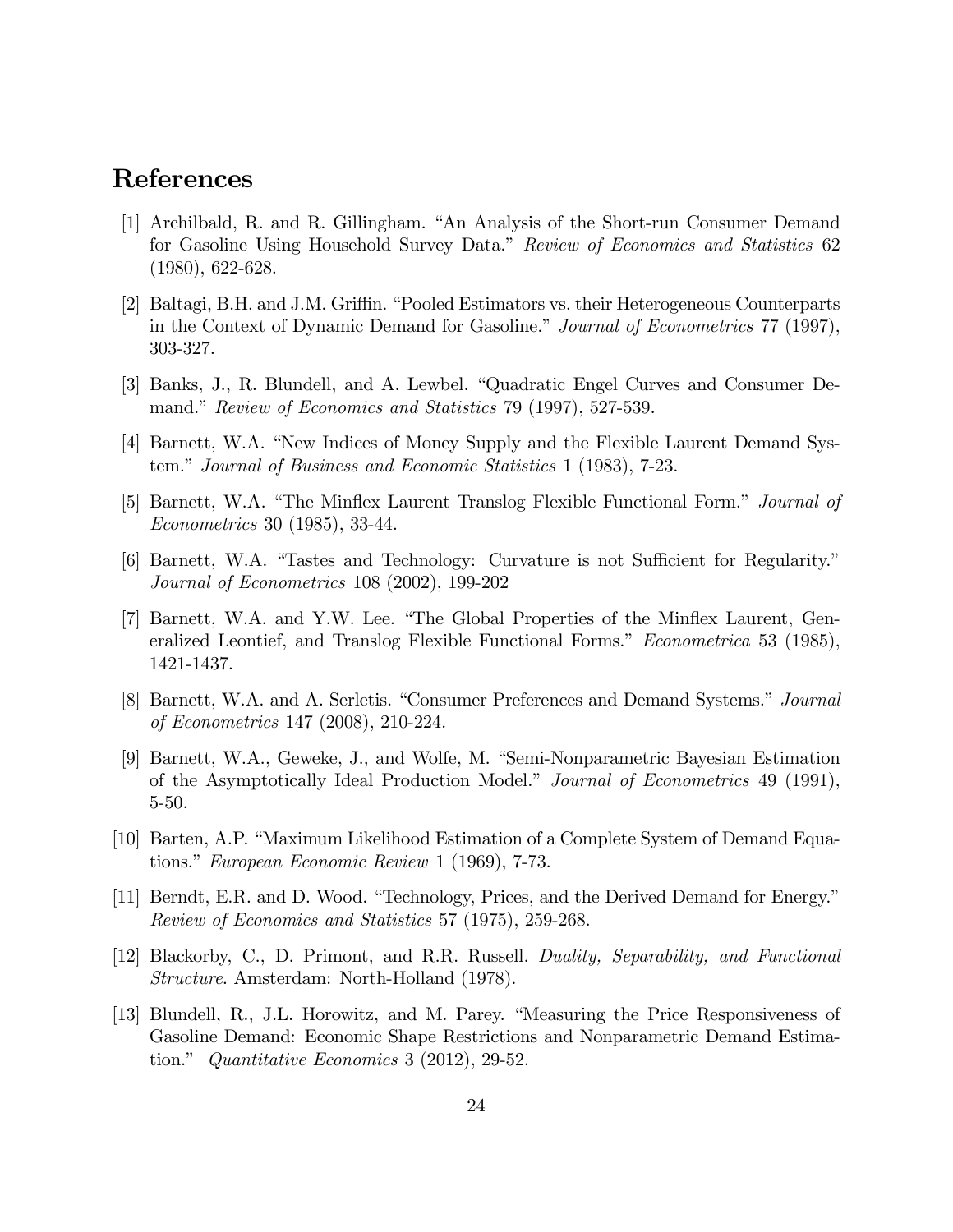# References

[1] Archilbald, R. and R. Gillingham. "An Analysis of the Short-run Consumer Demand for Gasoline Using Household Survey Data." *Review of Economics and Statistics* 62 (1980), 622-628.

[2] Baltagi, B.H. and J.M. Griffin. "Pooled Estimators vs. their Heterogeneous Counterparts in the Context of Dynamic Demand for Gasoline." *Journal of Econometrics* 77 (1997), 303-327.

[3] Banks, J., R. Blundell, and A. Lewbel. "Quadratic Engel Curves and Consumer Demand." *Review of Economics and Statistics* 79 (1997), 527-539.

[4] Barnett, W.A. "New Indices of Money Supply and the Flexible Laurent Demand System." *Journal of Business and Economic Statistics* 1 (1983), 7-23.

[5] Barnett, W.A. "The Minflex Laurent Translog Flexible Functional Form." *Journal of Econometrics* 30 (1985), 33-44.

[6] Barnett, W.A. "Tastes and Technology: Curvature is not Sufficient for Regularity." *Journal of Econometrics* 108 (2002), 199-202

[7] Barnett, W.A. and Y.W. Lee. "The Global Properties of the Minflex Laurent, Generalized Leontief, and Translog Flexible Functional Forms." *Econometrica* 53 (1985), 1421-1437.

[8] Barnett, W.A. and A. Serletis. "Consumer Preferences and Demand Systems." *Journal of Econometrics* 147 (2008), 210-224.

[9] Barnett, W.A., Geweke, J., and Wolfe, M. "Semi-Nonparametric Bayesian Estimation of the Asymptotically Ideal Production Model." *Journal of Econometrics* 49 (1991), 5-50.

[10] Barten, A.P. "Maximum Likelihood Estimation of a Complete System of Demand Equations." *European Economic Review* 1 (1969), 7-73.

[11] Berndt, E.R. and D. Wood. "Technology, Prices, and the Derived Demand for Energy." *Review of Economics and Statistics* 57 (1975), 259-268.

[12] Blackorby, C., D. Primont, and R.R. Russell. *Duality, Separability, and Functional Structure*. Amsterdam: North-Holland (1978).

[13] Blundell, R., J.L. Horowitz, and M. Parey. "Measuring the Price Responsiveness of Gasoline Demand: Economic Shape Restrictions and Nonparametric Demand Estimation." *Quantitative Economics* 3 (2012), 29-52.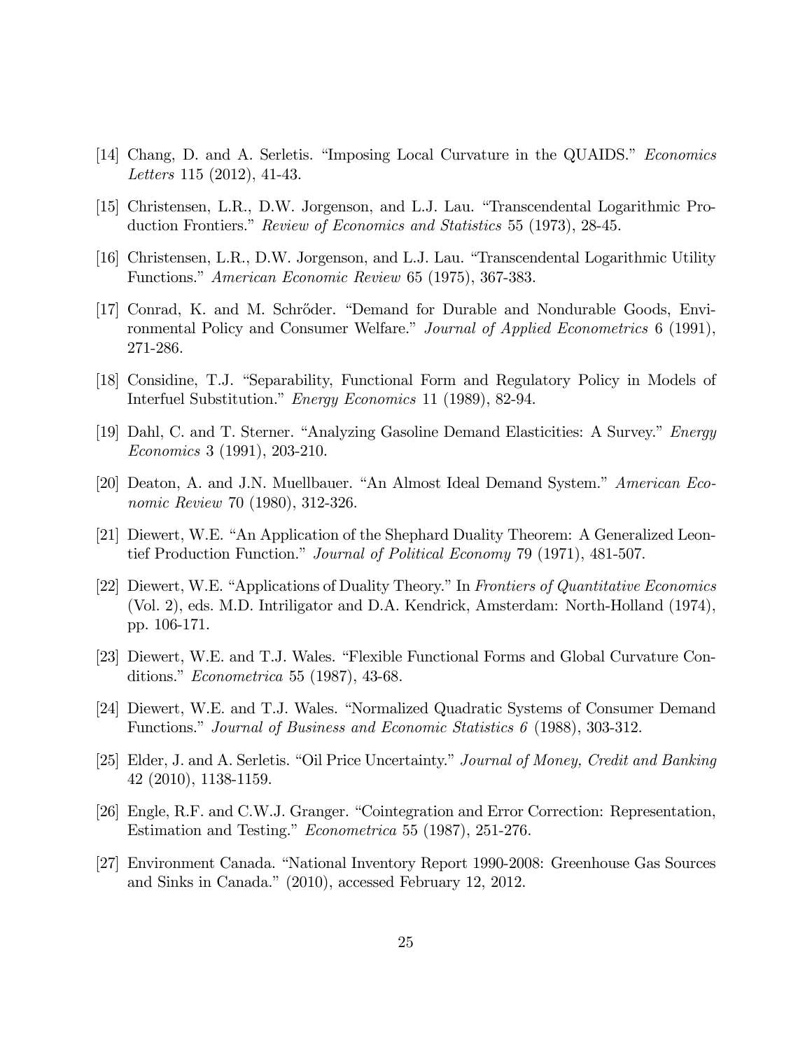[14] Chang, D. and A. Serletis. "Imposing Local Curvature in the QUAIDS." *Economics Letters* 115 (2012), 41-43.

[15] Christensen, L.R., D.W. Jorgenson, and L.J. Lau. "Transcendental Logarithmic Production Frontiers." *Review of Economics and Statistics* 55 (1973), 28-45.

[16] Christensen, L.R., D.W. Jorgenson, and L.J. Lau. "Transcendental Logarithmic Utility Functions." *American Economic Review* 65 (1975), 367-383.

[17] Conrad, K. and M. Schrőder. "Demand for Durable and Nondurable Goods, Environmental Policy and Consumer Welfare." *Journal of Applied Econometrics* 6 (1991), 271-286.

[18] Considine, T.J. "Separability, Functional Form and Regulatory Policy in Models of Interfuel Substitution." *Energy Economics* 11 (1989), 82-94.

[19] Dahl, C. and T. Sterner. "Analyzing Gasoline Demand Elasticities: A Survey." *Energy Economics* 3 (1991), 203-210.

[20] Deaton, A. and J.N. Muellbauer. "An Almost Ideal Demand System." *American Economic Review* 70 (1980), 312-326.

[21] Diewert, W.E. "An Application of the Shephard Duality Theorem: A Generalized Leontief Production Function." *Journal of Political Economy* 79 (1971), 481-507.

[22] Diewert, W.E. "Applications of Duality Theory." In *Frontiers of Quantitative Economics* (Vol. 2), eds. M.D. Intriligator and D.A. Kendrick, Amsterdam: North-Holland (1974), pp. 106-171.

[23] Diewert, W.E. and T.J. Wales. "Flexible Functional Forms and Global Curvature Conditions." *Econometrica* 55 (1987), 43-68.

[24] Diewert, W.E. and T.J. Wales. "Normalized Quadratic Systems of Consumer Demand Functions." *Journal of Business and Economic Statistics 6* (1988), 303-312.

[25] Elder, J. and A. Serletis. "Oil Price Uncertainty." *Journal of Money, Credit and Banking* 42 (2010), 1138-1159.

[26] Engle, R.F. and C.W.J. Granger. "Cointegration and Error Correction: Representation, Estimation and Testing." *Econometrica* 55 (1987), 251-276.

[27] Environment Canada. "National Inventory Report 1990-2008: Greenhouse Gas Sources and Sinks in Canada." (2010), accessed February 12, 2012.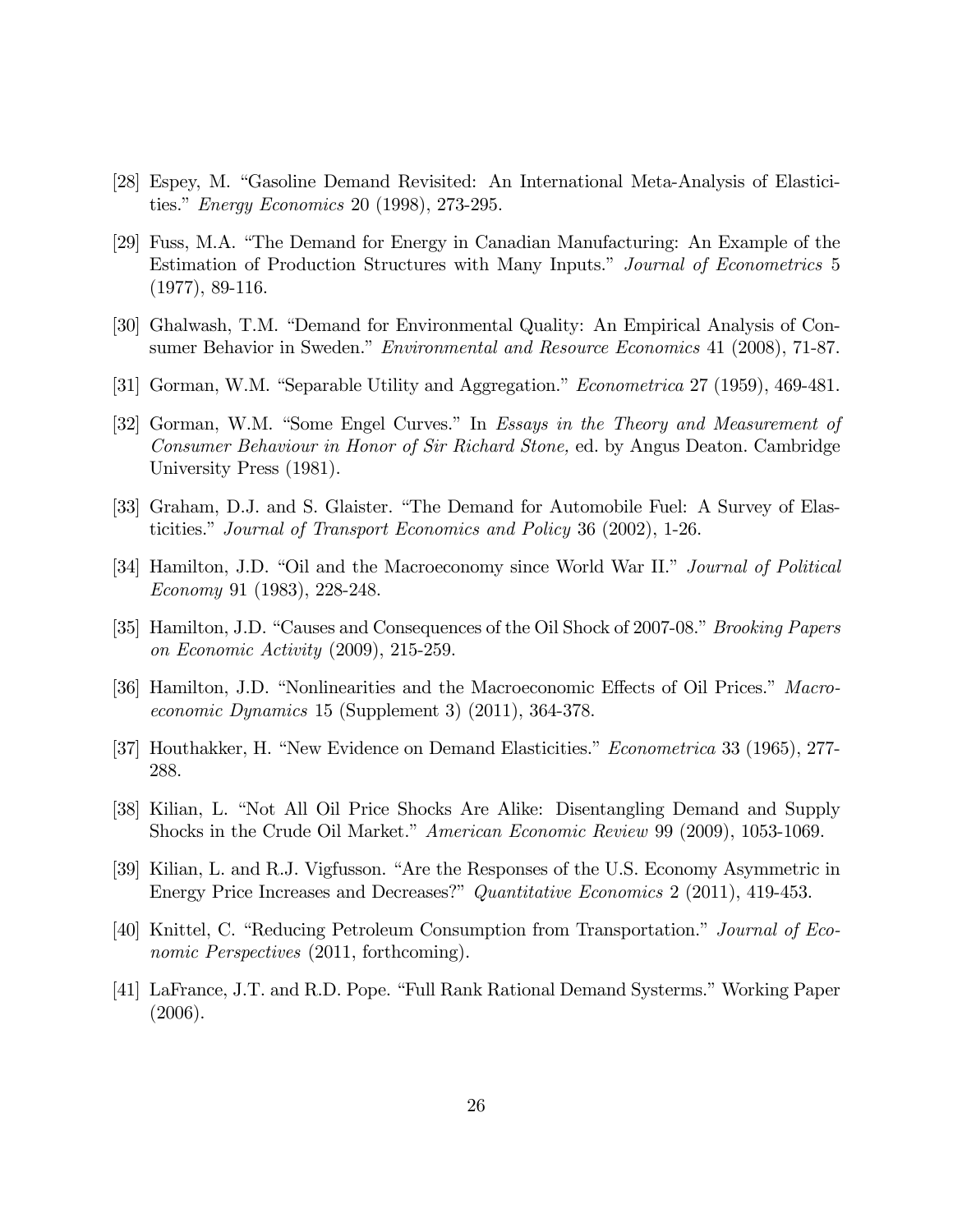[28] Espey, M. "Gasoline Demand Revisited: An International Meta-Analysis of Elasticities." *Energy Economics* 20 (1998), 273-295.

[29] Fuss, M.A. "The Demand for Energy in Canadian Manufacturing: An Example of the Estimation of Production Structures with Many Inputs." *Journal of Econometrics* 5 (1977), 89-116.

[30] Ghalwash, T.M. "Demand for Environmental Quality: An Empirical Analysis of Consumer Behavior in Sweden." *Environmental and Resource Economics* 41 (2008), 71-87.

[31] Gorman, W.M. "Separable Utility and Aggregation." *Econometrica* 27 (1959), 469-481.

[32] Gorman, W.M. "Some Engel Curves." In *Essays in the Theory and Measurement of Consumer Behaviour in Honor of Sir Richard Stone,* ed. by Angus Deaton. Cambridge University Press (1981).

[33] Graham, D.J. and S. Glaister. "The Demand for Automobile Fuel: A Survey of Elasticities." *Journal of Transport Economics and Policy* 36 (2002), 1-26.

[34] Hamilton, J.D. "Oil and the Macroeconomy since World War II." *Journal of Political Economy* 91 (1983), 228-248.

[35] Hamilton, J.D. "Causes and Consequences of the Oil Shock of 2007-08." *Brooking Papers on Economic Activity* (2009), 215-259.

[36] Hamilton, J.D. "Nonlinearities and the Macroeconomic Effects of Oil Prices." *Macroeconomic Dynamics* 15 (Supplement 3) (2011), 364-378.

[37] Houthakker, H. "New Evidence on Demand Elasticities." *Econometrica* 33 (1965), 277-288.

[38] Kilian, L. "Not All Oil Price Shocks Are Alike: Disentangling Demand and Supply Shocks in the Crude Oil Market." *American Economic Review* 99 (2009), 1053-1069.

[39] Kilian, L. and R.J. Vigfusson. "Are the Responses of the U.S. Economy Asymmetric in Energy Price Increases and Decreases?" *Quantitative Economics* 2 (2011), 419-453.

[40] Knittel, C. "Reducing Petroleum Consumption from Transportation." *Journal of Economic Perspectives* (2011, forthcoming).

[41] LaFrance, J.T. and R.D. Pope. "Full Rank Rational Demand Systerms." Working Paper (2006).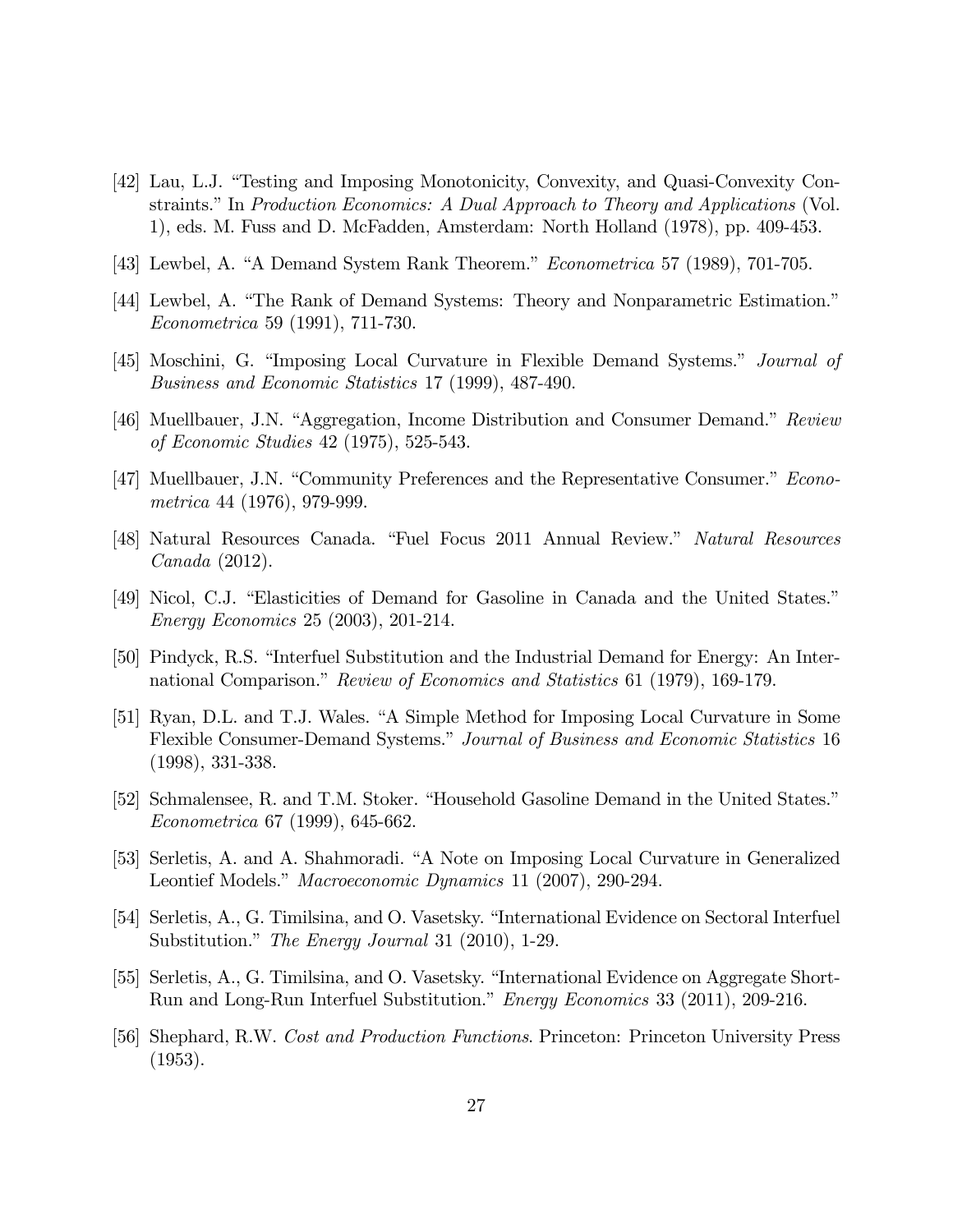[42] Lau, L.J. "Testing and Imposing Monotonicity, Convexity, and Quasi-Convexity Constraints." In *Production Economics: A Dual Approach to Theory and Applications* (Vol. 1), eds. M. Fuss and D. McFadden, Amsterdam: North Holland (1978), pp. 409-453.

[43] Lewbel, A. "A Demand System Rank Theorem." *Econometrica* 57 (1989), 701-705.

[44] Lewbel, A. "The Rank of Demand Systems: Theory and Nonparametric Estimation." *Econometrica* 59 (1991), 711-730.

[45] Moschini, G. "Imposing Local Curvature in Flexible Demand Systems." *Journal of Business and Economic Statistics* 17 (1999), 487-490.

[46] Muellbauer, J.N. "Aggregation, Income Distribution and Consumer Demand." *Review of Economic Studies* 42 (1975), 525-543.

[47] Muellbauer, J.N. "Community Preferences and the Representative Consumer." *Econometrica* 44 (1976), 979-999.

[48] Natural Resources Canada. "Fuel Focus 2011 Annual Review." *Natural Resources Canada* (2012).

[49] Nicol, C.J. "Elasticities of Demand for Gasoline in Canada and the United States." *Energy Economics* 25 (2003), 201-214.

[50] Pindyck, R.S. "Interfuel Substitution and the Industrial Demand for Energy: An International Comparison." *Review of Economics and Statistics* 61 (1979), 169-179.

[51] Ryan, D.L. and T.J. Wales. "A Simple Method for Imposing Local Curvature in Some Flexible Consumer-Demand Systems." *Journal of Business and Economic Statistics* 16 (1998), 331-338.

[52] Schmalensee, R. and T.M. Stoker. "Household Gasoline Demand in the United States." *Econometrica* 67 (1999), 645-662.

[53] Serletis, A. and A. Shahmoradi. "A Note on Imposing Local Curvature in Generalized Leontief Models." *Macroeconomic Dynamics* 11 (2007), 290-294.

[54] Serletis, A., G. Timilsina, and O. Vasetsky. "International Evidence on Sectoral Interfuel Substitution." *The Energy Journal* 31 (2010), 1-29.

[55] Serletis, A., G. Timilsina, and O. Vasetsky. "International Evidence on Aggregate Short-Run and Long-Run Interfuel Substitution." *Energy Economics* 33 (2011), 209-216.

[56] Shephard, R.W. *Cost and Production Functions*. Princeton: Princeton University Press (1953).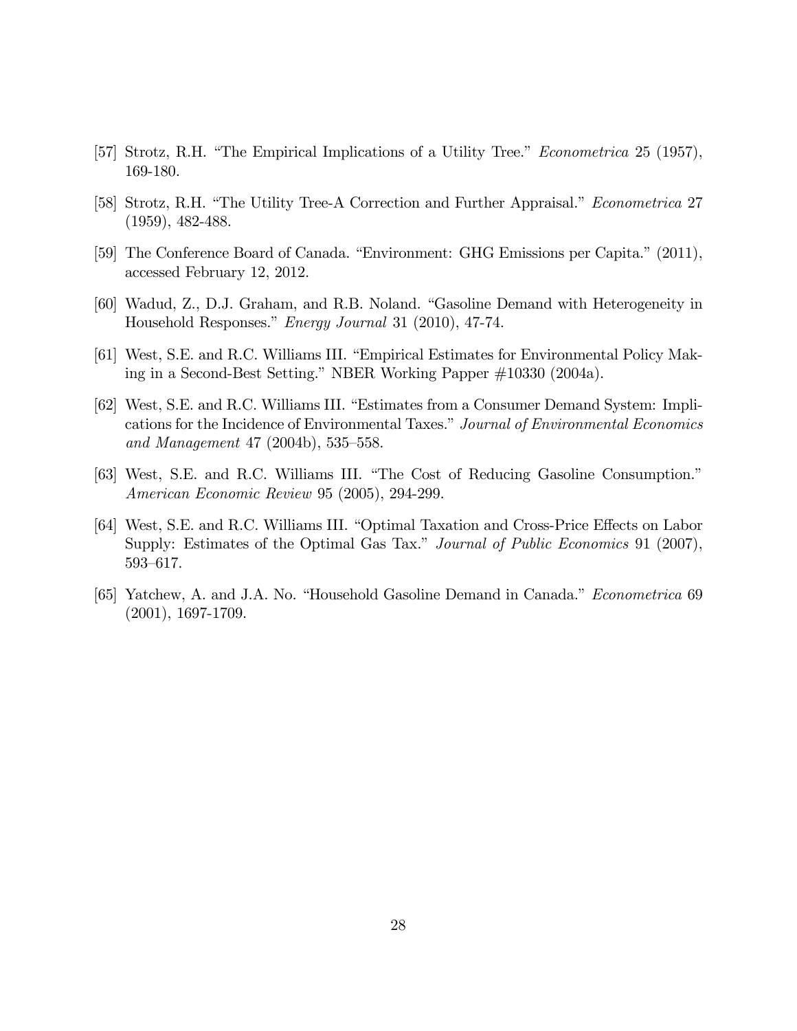[57] Strotz, R.H. "The Empirical Implications of a Utility Tree." *Econometrica* 25 (1957), 169-180.

[58] Strotz, R.H. "The Utility Tree-A Correction and Further Appraisal." *Econometrica* 27 (1959), 482-488.

[59] The Conference Board of Canada. "Environment: GHG Emissions per Capita." (2011), accessed February 12, 2012.

[60] Wadud, Z., D.J. Graham, and R.B. Noland. "Gasoline Demand with Heterogeneity in Household Responses." *Energy Journal* 31 (2010), 47-74.

[61] West, S.E. and R.C. Williams III. "Empirical Estimates for Environmental Policy Making in a Second-Best Setting." NBER Working Papper #10330 (2004a).

[62] West, S.E. and R.C. Williams III. "Estimates from a Consumer Demand System: Implications for the Incidence of Environmental Taxes." *Journal of Environmental Economics and Management* 47 (2004b), 535–558.

[63] West, S.E. and R.C. Williams III. "The Cost of Reducing Gasoline Consumption." *American Economic Review* 95 (2005), 294-299.

[64] West, S.E. and R.C. Williams III. "Optimal Taxation and Cross-Price Effects on Labor Supply: Estimates of the Optimal Gas Tax." *Journal of Public Economics* 91 (2007), 593–617.

[65] Yatchew, A. and J.A. No. "Household Gasoline Demand in Canada." *Econometrica* 69 (2001), 1697-1709.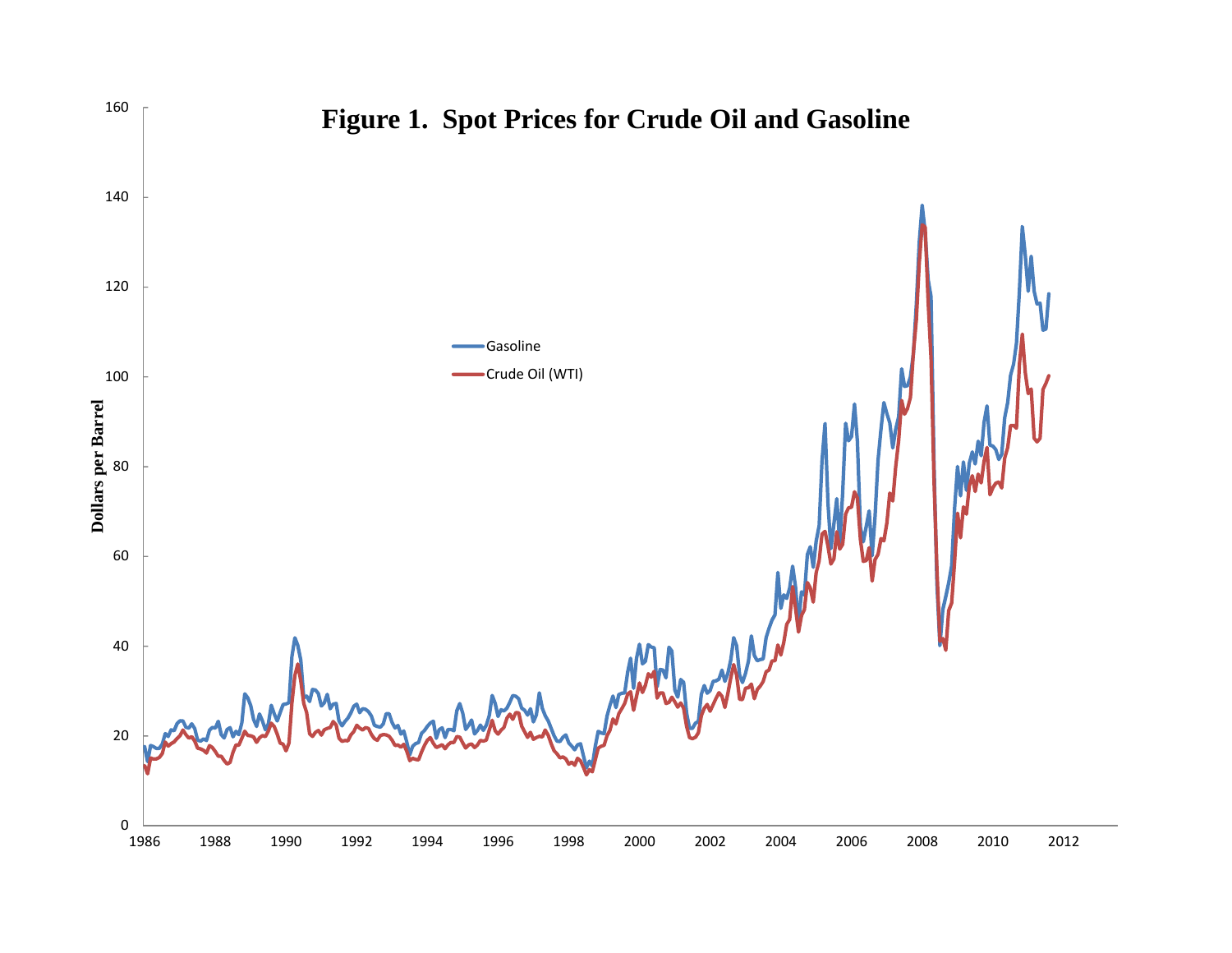**Figure 1. Spot Prices for Crude Oil and Gasoline**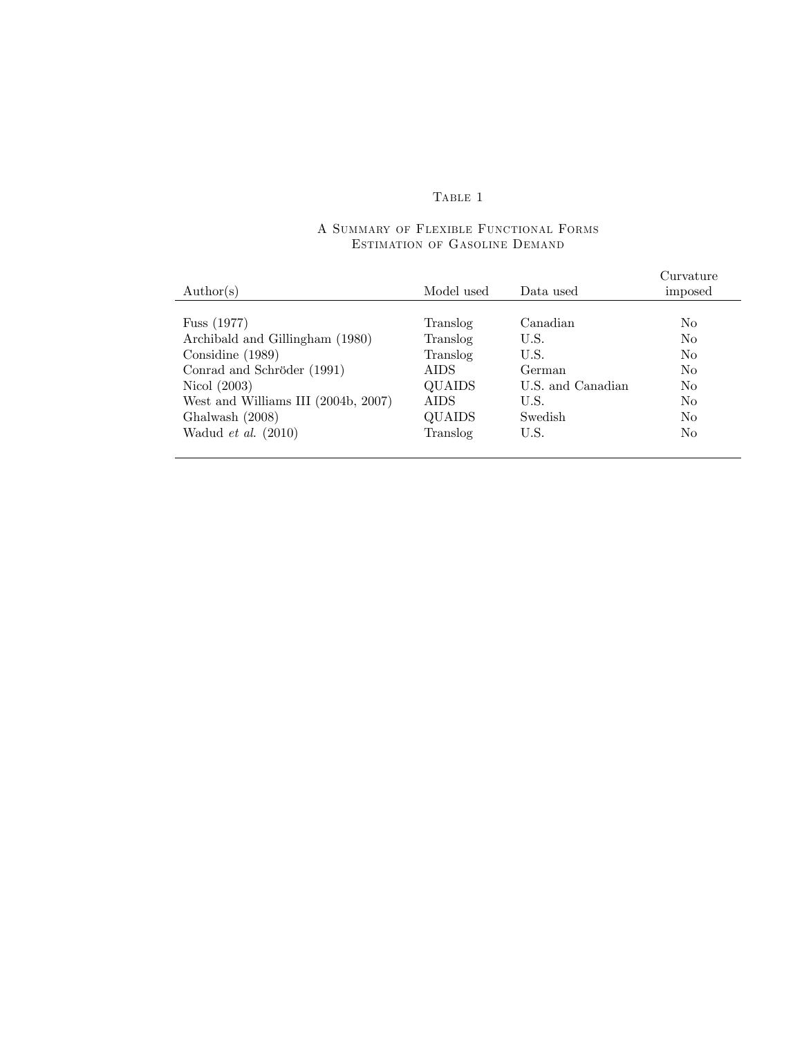Table 1

A Summary of Flexible Functional Forms
Estimation of Gasoline Demand

| Author(s) | Model used | Data used | Curvature imposed |
|---|---|---|---|
| Fuss (1977) | Translog | Canadian | No |
| Archibald and Gillingham (1980) | Translog | U.S. | No |
| Considine (1989) | Translog | U.S. | No |
| Conrad and Schröder (1991) | AIDS | German | No |
| Nicol (2003) | QUAIDS | U.S. and Canadian | No |
| West and Williams III (2004b, 2007) | AIDS | U.S. | No |
| Ghalwash (2008) | QUAIDS | Swedish | No |
| Wadud *et al.* (2010) | Translog | U.S. | No |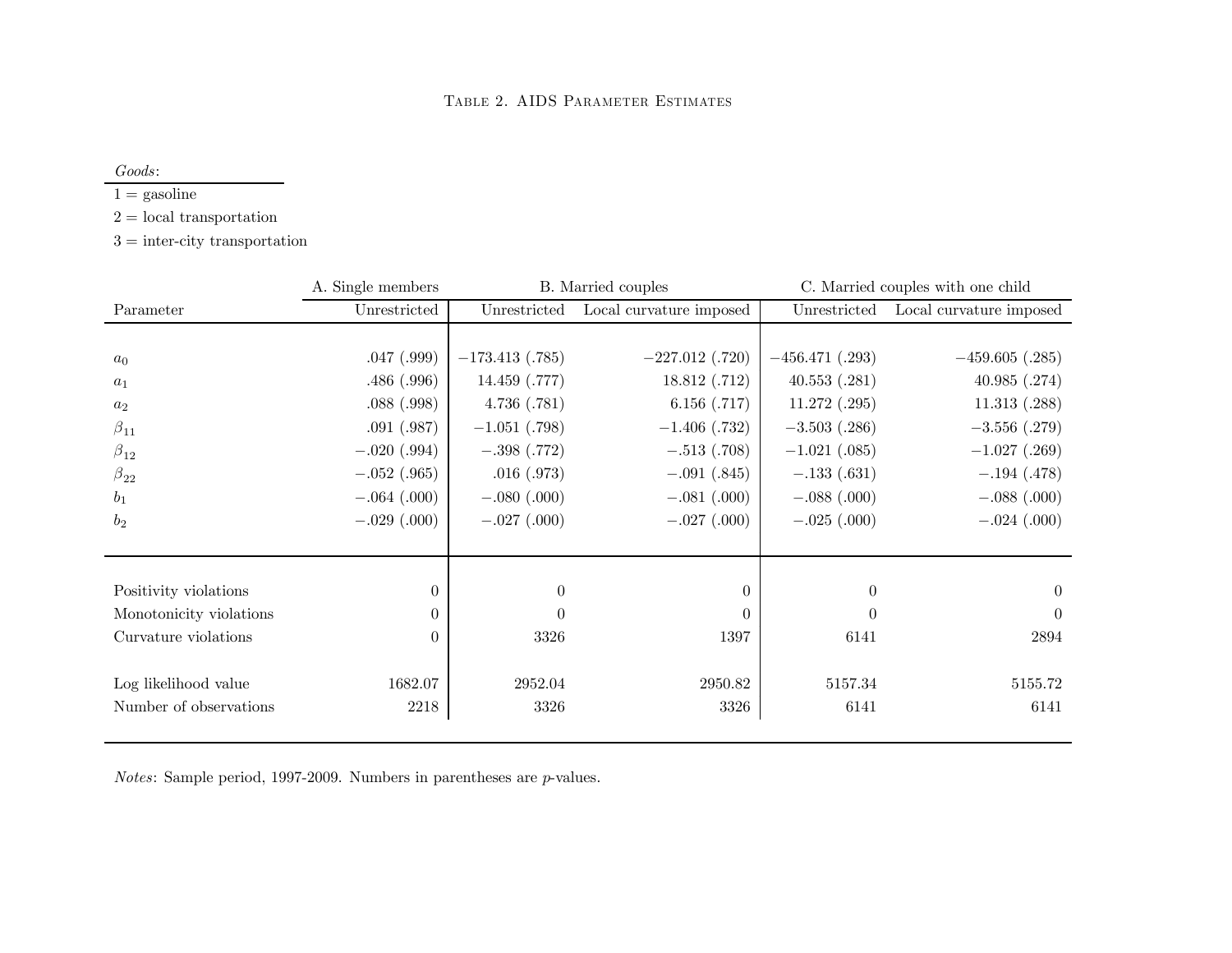Table 2. AIDS Parameter Estimates

*Goods*:

1 = gasoline

2 = local transportation

3 = inter-city transportation

| | A. Single members | B. Married couples | | C. Married couples with one child | |
|---|---|---|---|---|---|
| Parameter | Unrestricted | Unrestricted | Local curvature imposed | Unrestricted | Local curvature imposed |
| $a_0$ | .047 (.999) | −173.413 (.785) | −227.012 (.720) | −456.471 (.293) | −459.605 (.285) |
| $a_1$ | .486 (.996) | 14.459 (.777) | 18.812 (.712) | 40.553 (.281) | 40.985 (.274) |
| $a_2$ | .088 (.998) | 4.736 (.781) | 6.156 (.717) | 11.272 (.295) | 11.313 (.288) |
| $\beta_{11}$ | .091 (.987) | −1.051 (.798) | −1.406 (.732) | −3.503 (.286) | −3.556 (.279) |
| $\beta_{12}$ | −.020 (.994) | −.398 (.772) | −.513 (.708) | −1.021 (.085) | −1.027 (.269) |
| $\beta_{22}$ | −.052 (.965) | .016 (.973) | −.091 (.845) | −.133 (.631) | −.194 (.478) |
| $b_1$ | −.064 (.000) | −.080 (.000) | −.081 (.000) | −.088 (.000) | −.088 (.000) |
| $b_2$ | −.029 (.000) | −.027 (.000) | −.027 (.000) | −.025 (.000) | −.024 (.000) |
| Positivity violations | 0 | 0 | 0 | 0 | 0 |
| Monotonicity violations | 0 | 0 | 0 | 0 | 0 |
| Curvature violations | 0 | 3326 | 1397 | 6141 | 2894 |
| Log likelihood value | 1682.07 | 2952.04 | 2950.82 | 5157.34 | 5155.72 |
| Number of observations | 2218 | 3326 | 3326 | 6141 | 6141 |

*Notes*: Sample period, 1997-2009. Numbers in parentheses are $p$-values.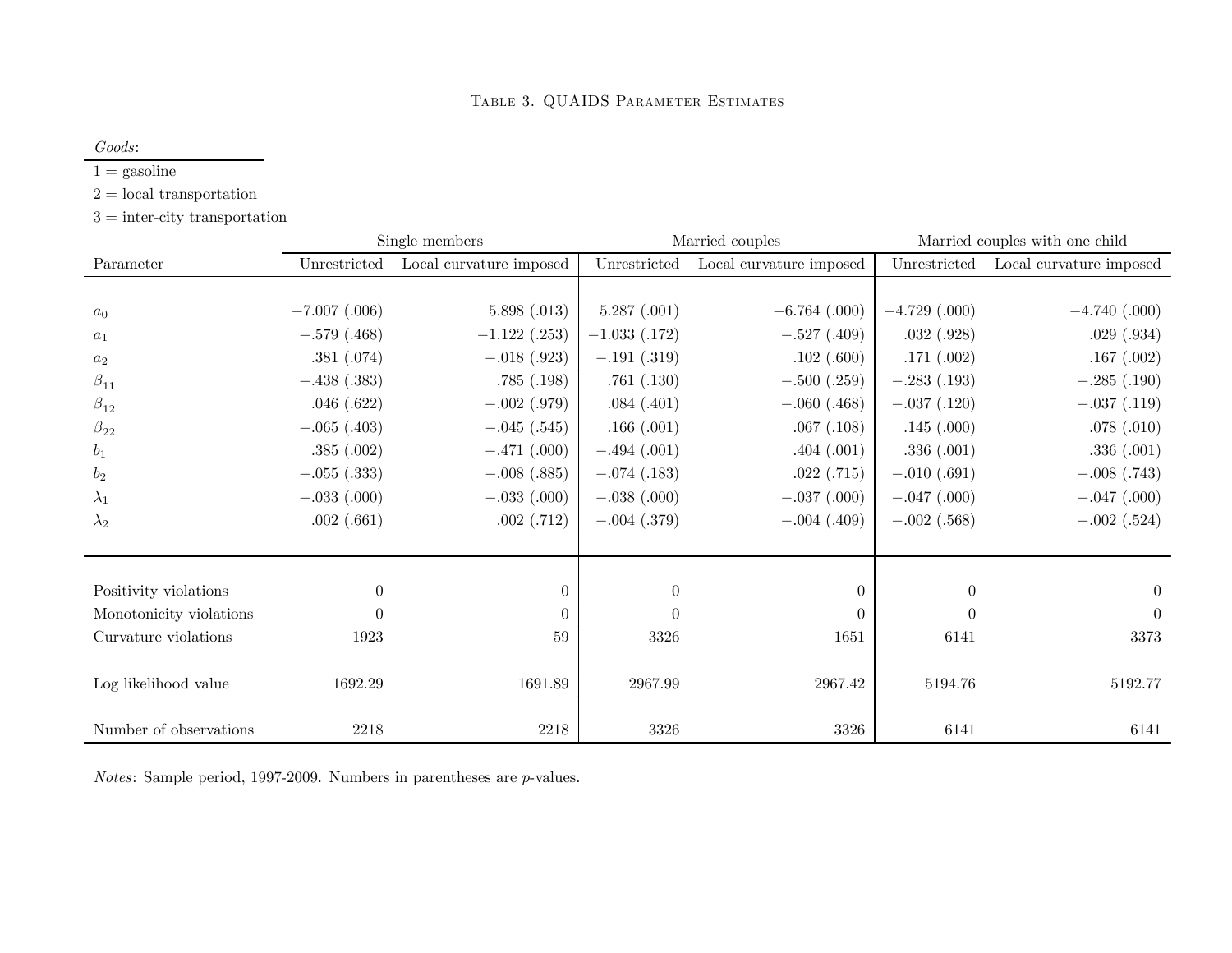### Table 3. QUAIDS Parameter Estimates

*Goods*:

1 = gasoline

2 = local transportation

3 = inter-city transportation

| | Single members | | Married couples | | Married couples with one child | |
|---|---|---|---|---|---|---|
| Parameter | Unrestricted | Local curvature imposed | Unrestricted | Local curvature imposed | Unrestricted | Local curvature imposed |
| $a_0$ | −7.007 (.006) | 5.898 (.013) | 5.287 (.001) | −6.764 (.000) | −4.729 (.000) | −4.740 (.000) |
| $a_1$ | −.579 (.468) | −1.122 (.253) | −1.033 (.172) | −.527 (.409) | .032 (.928) | .029 (.934) |
| $a_2$ | .381 (.074) | −.018 (.923) | −.191 (.319) | .102 (.600) | .171 (.002) | .167 (.002) |
| $\beta_{11}$ | −.438 (.383) | .785 (.198) | .761 (.130) | −.500 (.259) | −.283 (.193) | −.285 (.190) |
| $\beta_{12}$ | .046 (.622) | −.002 (.979) | .084 (.401) | −.060 (.468) | −.037 (.120) | −.037 (.119) |
| $\beta_{22}$ | −.065 (.403) | −.045 (.545) | .166 (.001) | .067 (.108) | .145 (.000) | .078 (.010) |
| $b_1$ | .385 (.002) | −.471 (.000) | −.494 (.001) | .404 (.001) | .336 (.001) | .336 (.001) |
| $b_2$ | −.055 (.333) | −.008 (.885) | −.074 (.183) | .022 (.715) | −.010 (.691) | −.008 (.743) |
| $\lambda_1$ | −.033 (.000) | −.033 (.000) | −.038 (.000) | −.037 (.000) | −.047 (.000) | −.047 (.000) |
| $\lambda_2$ | .002 (.661) | .002 (.712) | −.004 (.379) | −.004 (.409) | −.002 (.568) | −.002 (.524) |
| Positivity violations | 0 | 0 | 0 | 0 | 0 | 0 |
| Monotonicity violations | 0 | 0 | 0 | 0 | 0 | 0 |
| Curvature violations | 1923 | 59 | 3326 | 1651 | 6141 | 3373 |
| Log likelihood value | 1692.29 | 1691.89 | 2967.99 | 2967.42 | 5194.76 | 5192.77 |
| Number of observations | 2218 | 2218 | 3326 | 3326 | 6141 | 6141 |

*Notes*: Sample period, 1997-2009. Numbers in parentheses are $p$-values.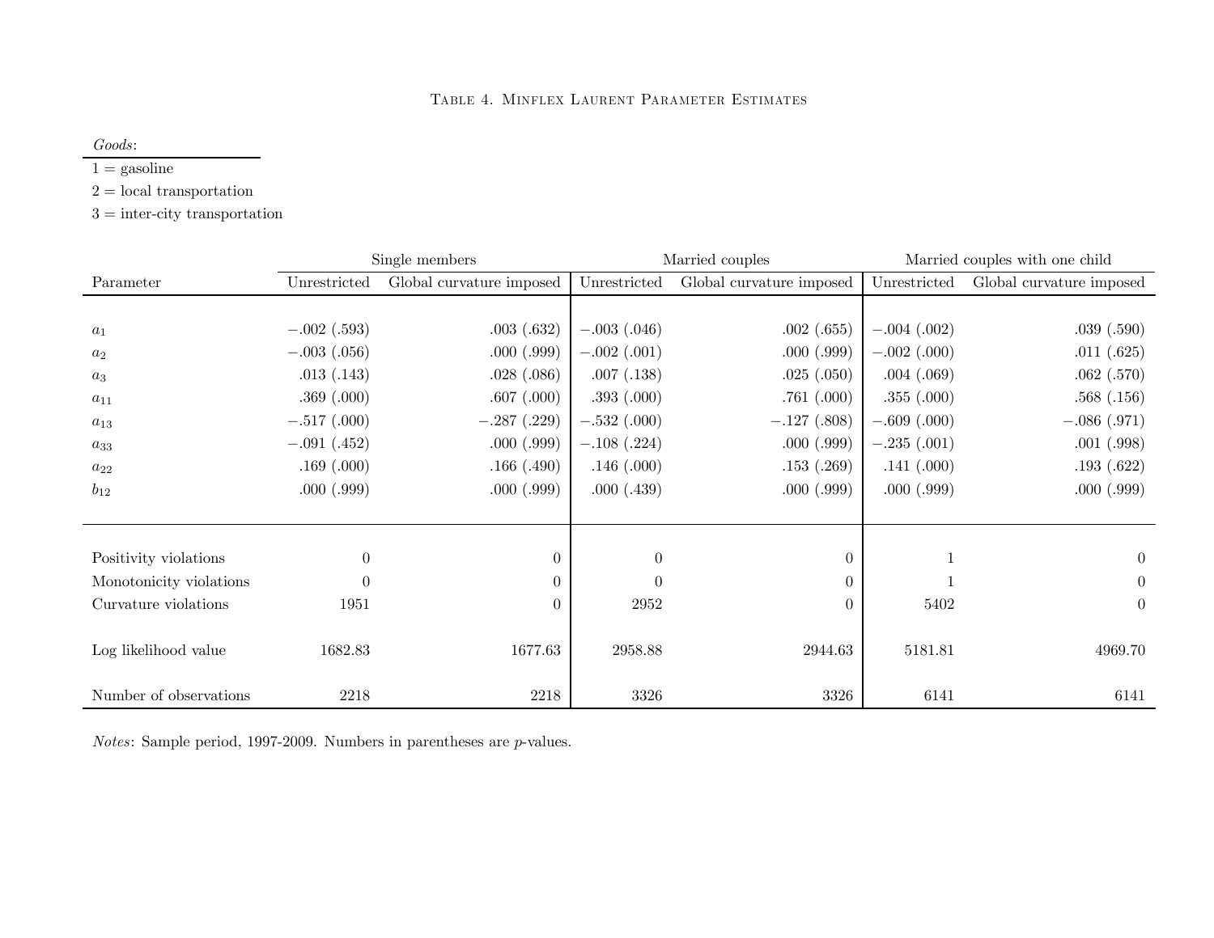Table 4. Minflex Laurent Parameter Estimates

*Goods*:

1 = gasoline

2 = local transportation

3 = inter-city transportation

| | Single members | | Married couples | | Married couples with one child | |
|---|---|---|---|---|---|---|
| Parameter | Unrestricted | Global curvature imposed | Unrestricted | Global curvature imposed | Unrestricted | Global curvature imposed |
| $a_1$ | −.002 (.593) | .003 (.632) | −.003 (.046) | .002 (.655) | −.004 (.002) | .039 (.590) |
| $a_2$ | −.003 (.056) | .000 (.999) | −.002 (.001) | .000 (.999) | −.002 (.000) | .011 (.625) |
| $a_3$ | .013 (.143) | .028 (.086) | .007 (.138) | .025 (.050) | .004 (.069) | .062 (.570) |
| $a_{11}$ | .369 (.000) | .607 (.000) | .393 (.000) | .761 (.000) | .355 (.000) | .568 (.156) |
| $a_{13}$ | −.517 (.000) | −.287 (.229) | −.532 (.000) | −.127 (.808) | −.609 (.000) | −.086 (.971) |
| $a_{33}$ | −.091 (.452) | .000 (.999) | −.108 (.224) | .000 (.999) | −.235 (.001) | .001 (.998) |
| $a_{22}$ | .169 (.000) | .166 (.490) | .146 (.000) | .153 (.269) | .141 (.000) | .193 (.622) |
| $b_{12}$ | .000 (.999) | .000 (.999) | .000 (.439) | .000 (.999) | .000 (.999) | .000 (.999) |
| Positivity violations | 0 | 0 | 0 | 0 | 1 | 0 |
| Monotonicity violations | 0 | 0 | 0 | 0 | 1 | 0 |
| Curvature violations | 1951 | 0 | 2952 | 0 | 5402 | 0 |
| Log likelihood value | 1682.83 | 1677.63 | 2958.88 | 2944.63 | 5181.81 | 4969.70 |
| Number of observations | 2218 | 2218 | 3326 | 3326 | 6141 | 6141 |

*Notes*: Sample period, 1997-2009. Numbers in parentheses are $p$-values.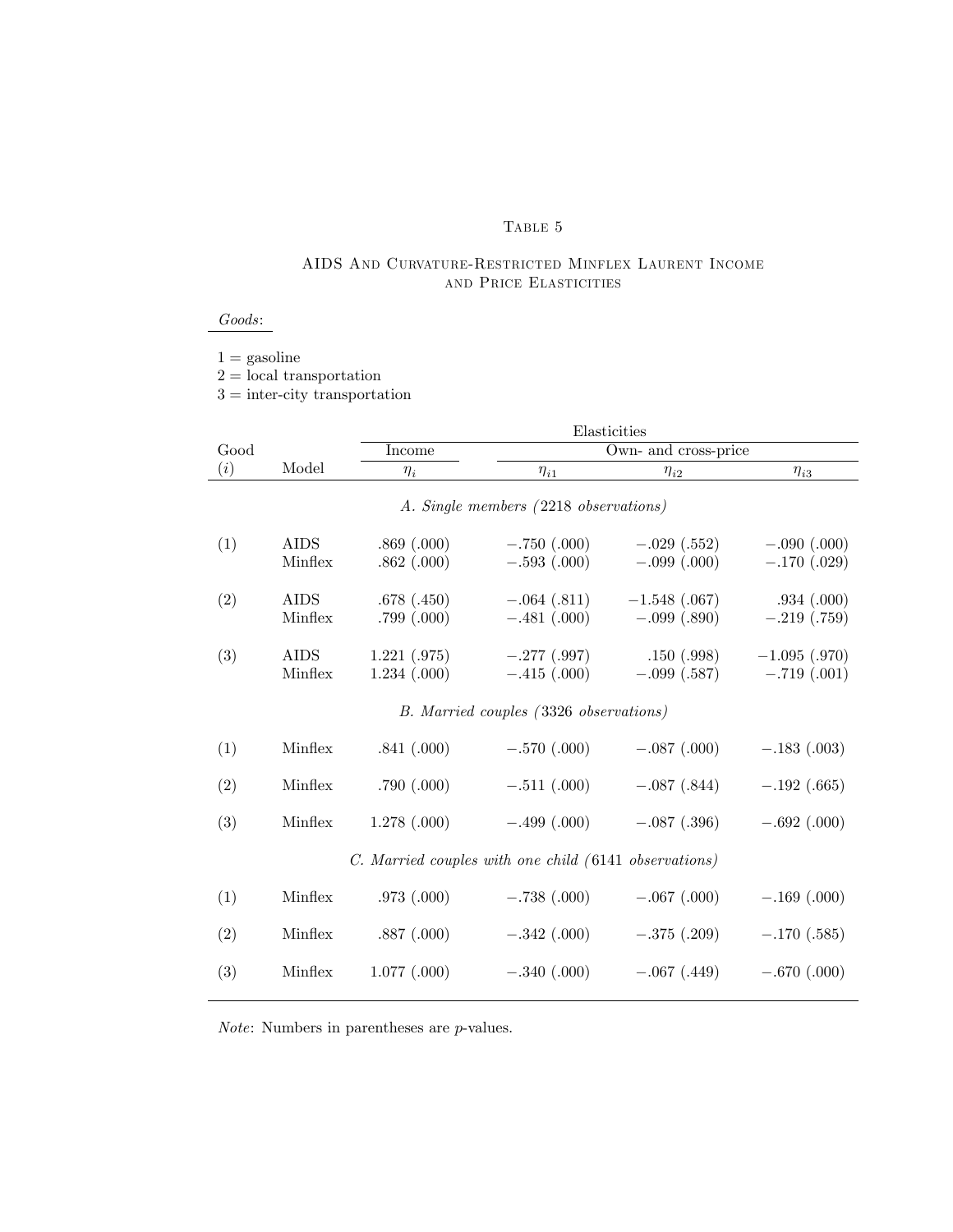TABLE 5

AIDS AND CURVATURE-RESTRICTED MINFLEX LAURENT INCOME AND PRICE ELASTICITIES

*Goods*:

1 = gasoline
2 = local transportation
3 = inter-city transportation

| Good | | Elasticities | | | |
|---|---|---|---|---|---|
| | | Income | Own- and cross-price | | |
| ($i$) | Model | $\eta_i$ | $\eta_{i1}$ | $\eta_{i2}$ | $\eta_{i3}$ |
| | | *A. Single members (2218 observations)* | | | |
| (1) | AIDS | .869 (.000) | −.750 (.000) | −.029 (.552) | −.090 (.000) |
| | Minflex | .862 (.000) | −.593 (.000) | −.099 (.000) | −.170 (.029) |
| (2) | AIDS | .678 (.450) | −.064 (.811) | −1.548 (.067) | .934 (.000) |
| | Minflex | .799 (.000) | −.481 (.000) | −.099 (.890) | −.219 (.759) |
| (3) | AIDS | 1.221 (.975) | −.277 (.997) | .150 (.998) | −1.095 (.970) |
| | Minflex | 1.234 (.000) | −.415 (.000) | −.099 (.587) | −.719 (.001) |
| | | *B. Married couples (3326 observations)* | | | |
| (1) | Minflex | .841 (.000) | −.570 (.000) | −.087 (.000) | −.183 (.003) |
| (2) | Minflex | .790 (.000) | −.511 (.000) | −.087 (.844) | −.192 (.665) |
| (3) | Minflex | 1.278 (.000) | −.499 (.000) | −.087 (.396) | −.692 (.000) |
| | | *C. Married couples with one child (6141 observations)* | | | |
| (1) | Minflex | .973 (.000) | −.738 (.000) | −.067 (.000) | −.169 (.000) |
| (2) | Minflex | .887 (.000) | −.342 (.000) | −.375 (.209) | −.170 (.585) |
| (3) | Minflex | 1.077 (.000) | −.340 (.000) | −.067 (.449) | −.670 (.000) |

*Note*: Numbers in parentheses are $p$-values.